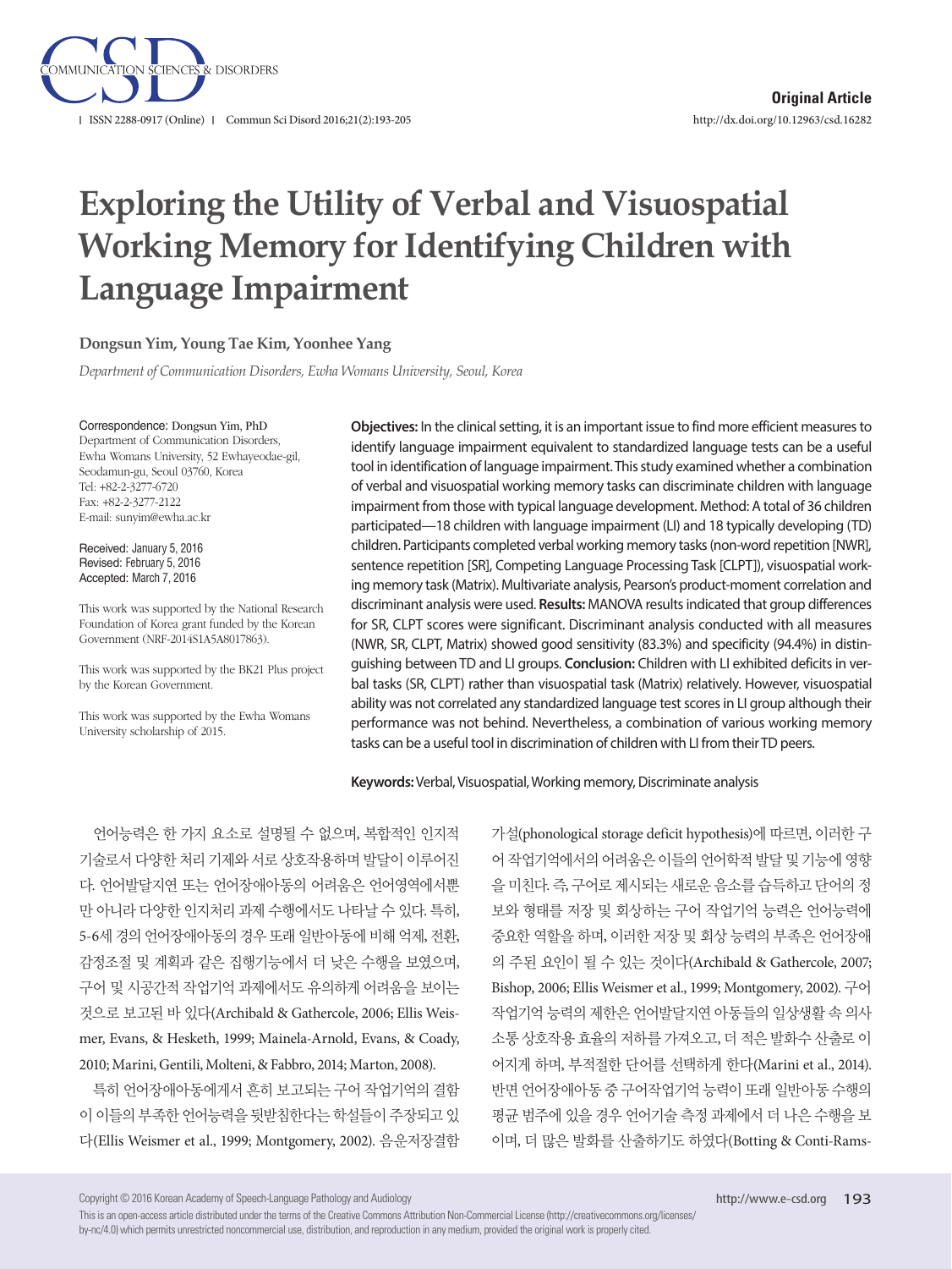Original Article

# Exploring the Utility of Verbal and Visuospatial Working Memory for Identifying Children with Language Impairment

**Dongsun Yim, Young Tae Kim, Yoonhee Yang**

*Department of Communication Disorders, Ewha Womans University, Seoul, Korea*

Correspondence: Dongsun Yim, PhD
Department of Communication Disorders, Ewha Womans University, 52 Ewhayeodae-gil, Seodamun-gu, Seoul 03760, Korea
Tel: +82-2-3277-6720
Fax: +82-2-3277-2122
E-mail: sunyim@ewha.ac.kr

Received: January 5, 2016
Revised: February 5, 2016
Accepted: March 7, 2016

This work was supported by the National Research Foundation of Korea grant funded by the Korean Government (NRF-2014S1A5A8017863).

This work was supported by the BK21 Plus project by the Korean Government.

This work was supported by the Ewha Womans University scholarship of 2015.

**Objectives:** In the clinical setting, it is an important issue to find more efficient measures to identify language impairment equivalent to standardized language tests can be a useful tool in identification of language impairment. This study examined whether a combination of verbal and visuospatial working memory tasks can discriminate children with language impairment from those with typical language development. Method: A total of 36 children participated—18 children with language impairment (LI) and 18 typically developing (TD) children. Participants completed verbal working memory tasks (non-word repetition [NWR], sentence repetition [SR], Competing Language Processing Task [CLPT]), visuospatial working memory task (Matrix). Multivariate analysis, Pearson's product-moment correlation and discriminant analysis were used. **Results:** MANOVA results indicated that group differences for SR, CLPT scores were significant. Discriminant analysis conducted with all measures (NWR, SR, CLPT, Matrix) showed good sensitivity (83.3%) and specificity (94.4%) in distinguishing between TD and LI groups. **Conclusion:** Children with LI exhibited deficits in verbal tasks (SR, CLPT) rather than visuospatial task (Matrix) relatively. However, visuospatial ability was not correlated any standardized language test scores in LI group although their performance was not behind. Nevertheless, a combination of various working memory tasks can be a useful tool in discrimination of children with LI from their TD peers.

**Keywords:** Verbal, Visuospatial, Working memory, Discriminate analysis

언어능력은 한 가지 요소로 설명될 수 없으며, 복합적인 인지적 기술로서 다양한 처리 기제와 서로 상호작용하며 발달이 이루어진다. 언어발달지연 또는 언어장애아동의 어려움은 언어영역에서뿐만 아니라 다양한 인지처리 과제 수행에서도 나타날 수 있다. 특히, 5-6세 경의 언어장애아동의 경우 또래 일반아동에 비해 억제, 전환, 감정조절 및 계획과 같은 집행기능에서 더 낮은 수행을 보였으며, 구어 및 시공간적 작업기억 과제에서도 유의하게 어려움을 보이는 것으로 보고된 바 있다(Archibald & Gathercole, 2006; Ellis Weismer, Evans, & Hesketh, 1999; Mainela-Arnold, Evans, & Coady, 2010; Marini, Gentili, Molteni, & Fabbro, 2014; Marton, 2008).

특히 언어장애아동에게서 흔히 보고되는 구어 작업기억의 결함이 이들의 부족한 언어능력을 뒷받침한다는 학설들이 주장되고 있다(Ellis Weismer et al., 1999; Montgomery, 2002). 음운저장결함가설(phonological storage deficit hypothesis)에 따르면, 이러한 구어 작업기억에서의 어려움은 이들의 언어학적 발달 및 기능에 영향을 미친다. 즉, 구어로 제시되는 새로운 음소를 습득하고 단어의 정보와 형태를 저장 및 회상하는 구어 작업기억 능력은 언어능력에 중요한 역할을 하며, 이러한 저장 및 회상 능력의 부족은 언어장애의 주된 요인이 될 수 있는 것이다(Archibald & Gathercole, 2007; Bishop, 2006; Ellis Weismer et al., 1999; Montgomery, 2002). 구어 작업기억 능력의 제한은 언어발달지연 아동들의 일상생활 속 의사소통 상호작용 효율의 저하를 가져오고, 더 적은 발화수 산출로 이어지게 하며, 부적절한 단어를 선택하게 한다(Marini et al., 2014). 반면 언어장애아동 중 구어작업기억 능력이 또래 일반아동 수행의 평균 범주에 있을 경우 언어기술 측정 과제에서 더 나은 수행을 보이며, 더 많은 발화를 산출하기도 하였다(Botting & Conti-Rams-

Copyright © 2016 Korean Academy of Speech-Language Pathology and Audiology

This is an open-access article distributed under the terms of the Creative Commons Attribution Non-Commercial License (http://creativecommons.org/licenses/by-nc/4.0) which permits unrestricted noncommercial use, distribution, and reproduction in any medium, provided the original work is properly cited.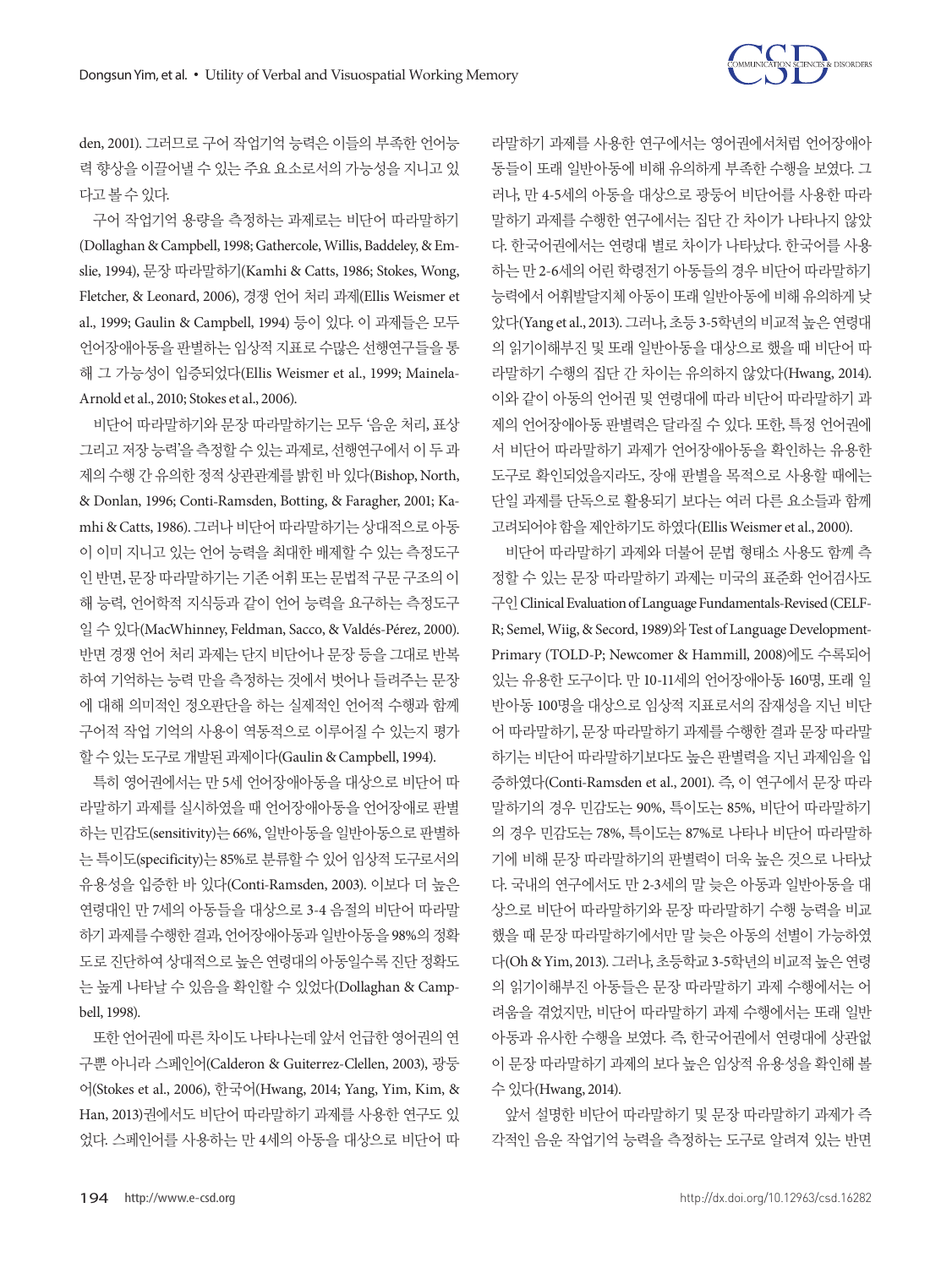den, 2001). 그러므로 구어 작업기억 능력은 이들의 부족한 언어능력 향상을 이끌어낼 수 있는 주요 요소로서의 가능성을 지니고 있다고 볼 수 있다.

구어 작업기억 용량을 측정하는 과제로는 비단어 따라말하기(Dollaghan & Campbell, 1998; Gathercole, Willis, Baddeley, & Emslie, 1994), 문장 따라말하기(Kamhi & Catts, 1986; Stokes, Wong, Fletcher, & Leonard, 2006), 경쟁 언어 처리 과제(Ellis Weismer et al., 1999; Gaulin & Campbell, 1994) 등이 있다. 이 과제들은 모두 언어장애아동을 판별하는 임상적 지표로 수많은 선행연구들을 통해 그 가능성이 입증되었다(Ellis Weismer et al., 1999; Mainela-Arnold et al., 2010; Stokes et al., 2006).

비단어 따라말하기와 문장 따라말하기는 모두 '음운 처리, 표상 그리고 저장 능력'을 측정할 수 있는 과제로, 선행연구에서 이 두 과제의 수행 간 유의한 정적 상관관계를 밝힌 바 있다(Bishop, North, & Donlan, 1996; Conti-Ramsden, Botting, & Faragher, 2001; Kamhi & Catts, 1986). 그러나 비단어 따라말하기는 상대적으로 아동이 이미 지니고 있는 언어 능력을 최대한 배제할 수 있는 측정도구인 반면, 문장 따라말하기는 기존 어휘 또는 문법적 구문 구조의 이해 능력, 언어학적 지식등과 같이 언어 능력을 요구하는 측정도구일 수 있다(MacWhinney, Feldman, Sacco, & Valdés-Pérez, 2000). 반면 경쟁 언어 처리 과제는 단지 비단어나 문장 등을 그대로 반복하여 기억하는 능력 만을 측정하는 것에서 벗어나 들려주는 문장에 대해 의미적인 정오판단을 하는 실제적인 언어적 수행과 함께 구어적 작업 기억의 사용이 역동적으로 이루어질 수 있는지 평가할 수 있는 도구로 개발된 과제이다(Gaulin & Campbell, 1994).

특히 영어권에서는 만 5세 언어장애아동을 대상으로 비단어 따라말하기 과제를 실시하였을 때 언어장애아동을 언어장애로 판별하는 민감도(sensitivity)는 66%, 일반아동을 일반아동으로 판별하는 특이도(specificity)는 85%로 분류할 수 있어 임상적 도구로서의 유용성을 입증한 바 있다(Conti-Ramsden, 2003). 이보다 더 높은 연령대인 만 7세의 아동들을 대상으로 3-4 음절의 비단어 따라말하기 과제를 수행한 결과, 언어장애아동과 일반아동을 98%의 정확도로 진단하여 상대적으로 높은 연령대의 아동일수록 진단 정확도는 높게 나타날 수 있음을 확인할 수 있었다(Dollaghan & Campbell, 1998).

또한 언어권에 따른 차이도 나타나는데 앞서 언급한 영어권의 연구뿐 아니라 스페인어(Calderon & Guiterrez-Clellen, 2003), 광둥어(Stokes et al., 2006), 한국어(Hwang, 2014; Yang, Yim, Kim, & Han, 2013)권에서도 비단어 따라말하기 과제를 사용한 연구도 있었다. 스페인어를 사용하는 만 4세의 아동을 대상으로 비단어 따라말하기 과제를 사용한 연구에서는 영어권에서처럼 언어장애아동들이 또래 일반아동에 비해 유의하게 부족한 수행을 보였다. 그러나, 만 4-5세의 아동을 대상으로 광둥어 비단어를 사용한 따라말하기 과제를 수행한 연구에서는 집단 간 차이가 나타나지 않았다. 한국어권에서는 연령대 별로 차이가 나타났다. 한국어를 사용하는 만 2-6세의 어린 학령전기 아동들의 경우 비단어 따라말하기 능력에서 어휘발달지체 아동이 또래 일반아동에 비해 유의하게 낮았다(Yang et al., 2013). 그러나, 초등 3-5학년의 비교적 높은 연령대의 읽기이해부진 및 또래 일반아동을 대상으로 했을 때 비단어 따라말하기 수행의 집단 간 차이는 유의하지 않았다(Hwang, 2014). 이와 같이 아동의 언어권 및 연령대에 따라 비단어 따라말하기 과제의 언어장애아동 판별력은 달라질 수 있다. 또한, 특정 언어권에서 비단어 따라말하기 과제가 언어장애아동을 확인하는 유용한 도구로 확인되었을지라도, 장애 판별을 목적으로 사용할 때에는 단일 과제를 단독으로 활용되기 보다는 여러 다른 요소들과 함께 고려되어야 함을 제안하기도 하였다(Ellis Weismer et al., 2000).

비단어 따라말하기 과제와 더불어 문법 형태소 사용도 함께 측정할 수 있는 문장 따라말하기 과제는 미국의 표준화 언어검사도구인 Clinical Evaluation of Language Fundamentals-Revised (CELF-R; Semel, Wiig, & Secord, 1989)와 Test of Language Development-Primary (TOLD-P; Newcomer & Hammill, 2008)에도 수록되어 있는 유용한 도구이다. 만 10-11세의 언어장애아동 160명, 또래 일반아동 100명을 대상으로 임상적 지표로서의 잠재성을 지닌 비단어 따라말하기, 문장 따라말하기 과제를 수행한 결과 문장 따라말하기는 비단어 따라말하기보다도 높은 판별력을 지닌 과제임을 입증하였다(Conti-Ramsden et al., 2001). 즉, 이 연구에서 문장 따라말하기의 경우 민감도는 90%, 특이도는 85%, 비단어 따라말하기의 경우 민감도는 78%, 특이도는 87%로 나타나 비단어 따라말하기에 비해 문장 따라말하기의 판별력이 더욱 높은 것으로 나타났다. 국내의 연구에서도 만 2-3세의 말 늦은 아동과 일반아동을 대상으로 비단어 따라말하기와 문장 따라말하기 수행 능력을 비교했을 때 문장 따라말하기에서만 말 늦은 아동의 선별이 가능하였다(Oh & Yim, 2013). 그러나, 초등학교 3-5학년의 비교적 높은 연령의 읽기이해부진 아동들은 문장 따라말하기 과제 수행에서는 어려움을 겪었지만, 비단어 따라말하기 과제 수행에서는 또래 일반아동과 유사한 수행을 보였다. 즉, 한국어권에서 연령대에 상관없이 문장 따라말하기 과제의 보다 높은 임상적 유용성을 확인해 볼 수 있다(Hwang, 2014).

앞서 설명한 비단어 따라말하기 및 문장 따라말하기 과제가 즉각적인 음운 작업기억 능력을 측정하는 도구로 알려져 있는 반면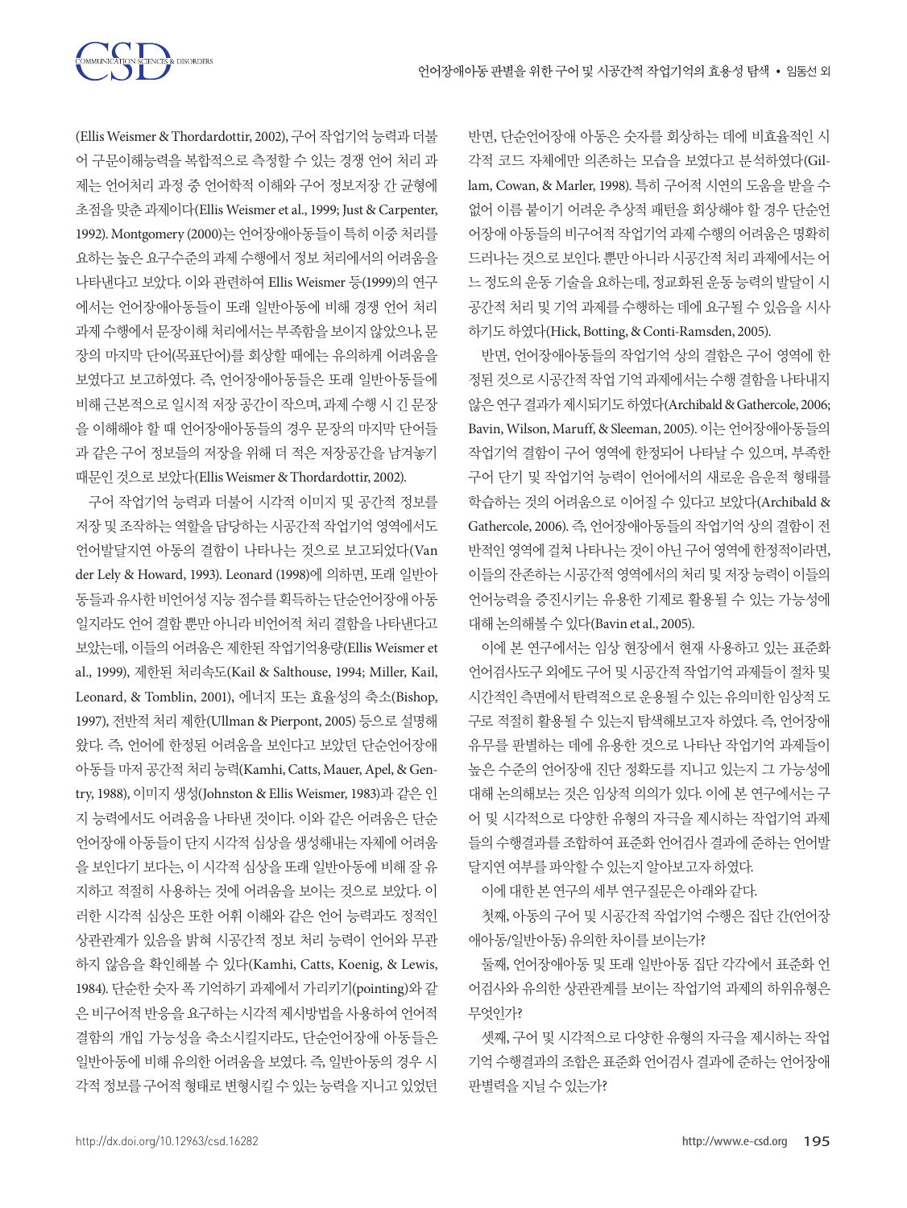(Ellis Weismer & Thordardottir, 2002), 구어 작업기억 능력과 더불어 구문이해능력을 복합적으로 측정할 수 있는 경쟁 언어 처리 과제는 언어처리 과정 중 언어학적 이해와 구어 정보저장 간 균형에 초점을 맞춘 과제이다(Ellis Weismer et al., 1999; Just & Carpenter, 1992). Montgomery (2000)는 언어장애아동들이 특히 이중 처리를 요하는 높은 요구수준의 과제 수행에서 정보 처리에서의 어려움을 나타낸다고 보았다. 이와 관련하여 Ellis Weismer 등(1999)의 연구에서는 언어장애아동들이 또래 일반아동에 비해 경쟁 언어 처리 과제 수행에서 문장이해 처리에서는 부족함을 보이지 않았으나, 문장의 마지막 단어(목표단어)를 회상할 때에는 유의하게 어려움을 보였다고 보고하였다. 즉, 언어장애아동들은 또래 일반아동들에 비해 근본적으로 일시적 저장 공간이 작으며, 과제 수행 시 긴 문장을 이해해야 할 때 언어장애아동들의 경우 문장의 마지막 단어들과 같은 구어 정보들의 저장을 위해 더 적은 저장공간을 남겨놓기 때문인 것으로 보았다(Ellis Weismer & Thordardottir, 2002).

구어 작업기억 능력과 더불어 시각적 이미지 및 공간적 정보를 저장 및 조작하는 역할을 담당하는 시공간적 작업기억 영역에서도 언어발달지연 아동의 결함이 나타나는 것으로 보고되었다(Van der Lely & Howard, 1993). Leonard (1998)에 의하면, 또래 일반아동들과 유사한 비언어성 지능 점수를 획득하는 단순언어장애 아동일지라도 언어 결함 뿐만 아니라 비언어적 처리 결함을 나타낸다고 보았는데, 이들의 어려움은 제한된 작업기억용량(Ellis Weismer et al., 1999), 제한된 처리속도(Kail & Salthouse, 1994; Miller, Kail, Leonard, & Tomblin, 2001), 에너지 또는 효율성의 축소(Bishop, 1997), 전반적 처리 제한(Ullman & Pierpont, 2005) 등으로 설명해왔다. 즉, 언어에 한정된 어려움을 보인다고 보았던 단순언어장애 아동들 마저 공간적 처리 능력(Kamhi, Catts, Mauer, Apel, & Gentry, 1988), 이미지 생성(Johnston & Ellis Weismer, 1983)과 같은 인지 능력에서도 어려움을 나타낸 것이다. 이와 같은 어려움은 단순언어장애 아동들이 단지 시각적 심상을 생성해내는 자체에 어려움을 보인다기 보다는, 이 시각적 심상을 또래 일반아동에 비해 잘 유지하고 적절히 사용하는 것에 어려움을 보이는 것으로 보았다. 이러한 시각적 심상은 또한 어휘 이해와 같은 언어 능력과도 정적인 상관관계가 있음을 밝혀 시공간적 정보 처리 능력이 언어와 무관하지 않음을 확인해볼 수 있다(Kamhi, Catts, Koenig, & Lewis, 1984). 단순한 숫자 폭 기억하기 과제에서 가리키기(pointing)와 같은 비구어적 반응을 요구하는 시각적 제시방법을 사용하여 언어적 결함의 개입 가능성을 축소시킬지라도, 단순언어장애 아동들은 일반아동에 비해 유의한 어려움을 보였다. 즉, 일반아동의 경우 시각적 정보를 구어적 형태로 변형시킬 수 있는 능력을 지니고 있었던 반면, 단순언어장애 아동은 숫자를 회상하는 데에 비효율적인 시각적 코드 자체에만 의존하는 모습을 보였다고 분석하였다(Gillam, Cowan, & Marler, 1998). 특히 구어적 시연의 도움을 받을 수 없어 이름 붙이기 어려운 추상적 패턴을 회상해야 할 경우 단순언어장애 아동들의 비구어적 작업기억 과제 수행의 어려움은 명확히 드러나는 것으로 보인다. 뿐만 아니라 시공간적 처리 과제에서는 어느 정도의 운동 기술을 요하는데, 정교화된 운동 능력의 발달이 시공간적 처리 및 기억 과제를 수행하는 데에 요구될 수 있음을 시사하기도 하였다(Hick, Botting, & Conti-Ramsden, 2005).

반면, 언어장애아동들의 작업기억 상의 결함은 구어 영역에 한정된 것으로 시공간적 작업 기억 과제에서는 수행 결함을 나타내지 않은 연구 결과가 제시되기도 하였다(Archibald & Gathercole, 2006; Bavin, Wilson, Maruff, & Sleeman, 2005). 이는 언어장애아동들의 작업기억 결함이 구어 영역에 한정되어 나타날 수 있으며, 부족한 구어 단기 및 작업기억 능력이 언어에서의 새로운 음운적 형태를 학습하는 것의 어려움으로 이어질 수 있다고 보았다(Archibald & Gathercole, 2006). 즉, 언어장애아동들의 작업기억 상의 결함이 전반적인 영역에 걸쳐 나타나는 것이 아닌 구어 영역에 한정적이라면, 이들의 잔존하는 시공간적 영역에서의 처리 및 저장 능력이 이들의 언어능력을 증진시키는 유용한 기제로 활용될 수 있는 가능성에 대해 논의해볼 수 있다(Bavin et al., 2005).

이에 본 연구에서는 임상 현장에서 현재 사용하고 있는 표준화 언어검사도구 외에도 구어 및 시공간적 작업기억 과제들이 절차 및 시간적인 측면에서 탄력적으로 운용될 수 있는 유의미한 임상적 도구로 적절히 활용될 수 있는지 탐색해보고자 하였다. 즉, 언어장애 유무를 판별하는 데에 유용한 것으로 나타난 작업기억 과제들이 높은 수준의 언어장애 진단 정확도를 지니고 있는지 그 가능성에 대해 논의해보는 것은 임상적 의의가 있다. 이에 본 연구에서는 구어 및 시각적으로 다양한 유형의 자극을 제시하는 작업기억 과제들의 수행결과를 조합하여 표준화 언어검사 결과에 준하는 언어발달지연 여부를 파악할 수 있는지 알아보고자 하였다.

이에 대한 본 연구의 세부 연구질문은 아래와 같다.

첫째, 아동의 구어 및 시공간적 작업기억 수행은 집단 간(언어장애아동/일반아동) 유의한 차이를 보이는가?

둘째, 언어장애아동 및 또래 일반아동 집단 각각에서 표준화 언어검사와 유의한 상관관계를 보이는 작업기억 과제의 하위유형은 무엇인가?

셋째, 구어 및 시각적으로 다양한 유형의 자극을 제시하는 작업기억 수행결과의 조합은 표준화 언어검사 결과에 준하는 언어장애 판별력을 지닐 수 있는가?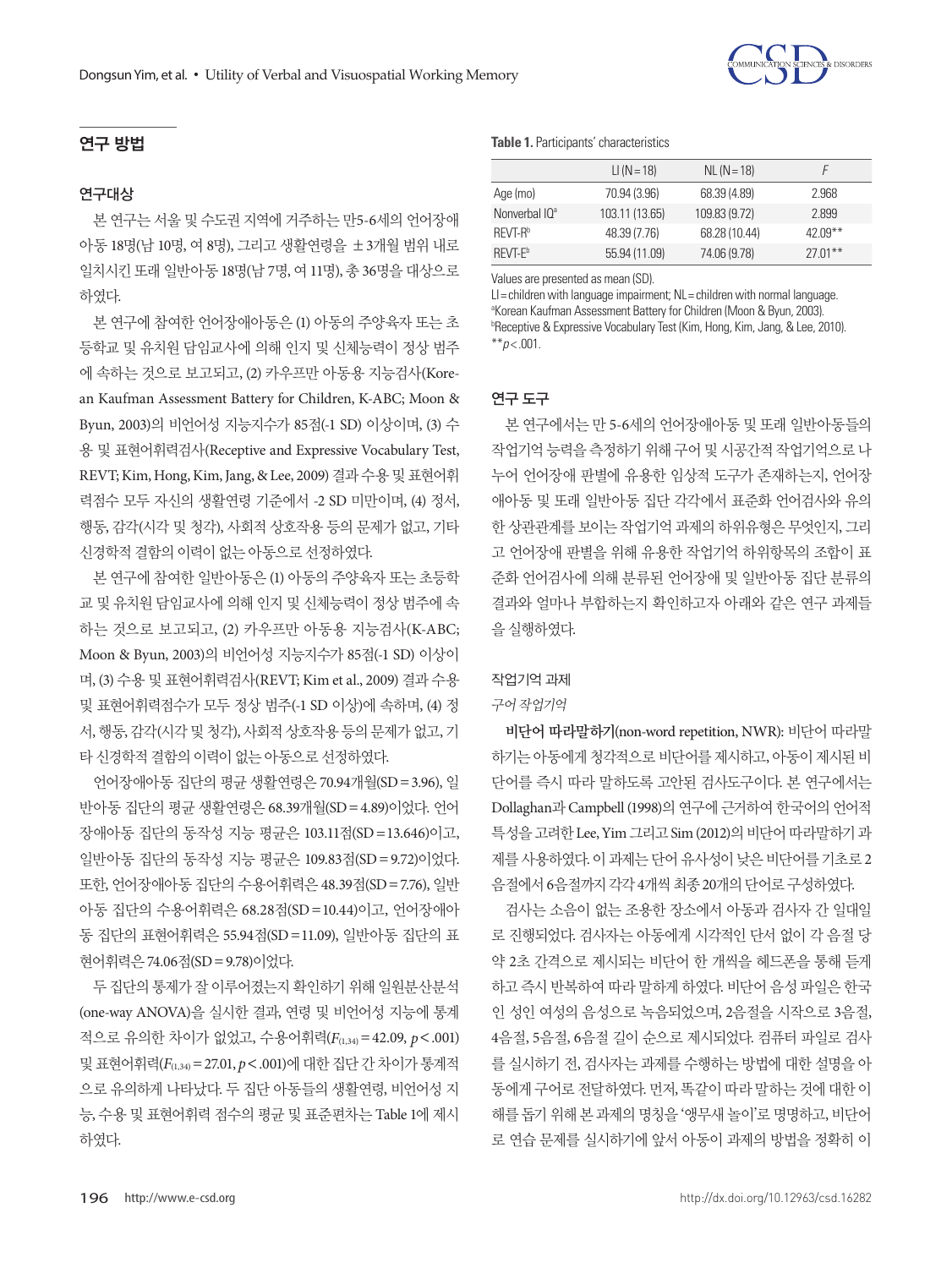## 연구 방법

### 연구대상

본 연구는 서울 및 수도권 지역에 거주하는 만5-6세의 언어장애 아동 18명(남 10명, 여 8명), 그리고 생활연령을 ±3개월 범위 내로 일치시킨 또래 일반아동 18명(남 7명, 여 11명), 총 36명을 대상으로 하였다.

본 연구에 참여한 언어장애아동은 (1) 아동의 주양육자 또는 초등학교 및 유치원 담임교사에 의해 인지 및 신체능력이 정상 범주에 속하는 것으로 보고되고, (2) 카우프만 아동용 지능검사(Korean Kaufman Assessment Battery for Children, K-ABC; Moon & Byun, 2003)의 비언어성 지능지수가 85점(-1 SD) 이상이며, (3) 수용 및 표현어휘력검사(Receptive and Expressive Vocabulary Test, REVT; Kim, Hong, Kim, Jang, & Lee, 2009) 결과 수용 및 표현어휘력점수 모두 자신의 생활연령 기준에서 -2 SD 미만이며, (4) 정서, 행동, 감각(시각 및 청각), 사회적 상호작용 등의 문제가 없고, 기타 신경학적 결함의 이력이 없는 아동으로 선정하였다.

본 연구에 참여한 일반아동은 (1) 아동의 주양육자 또는 초등학교 및 유치원 담임교사에 의해 인지 및 신체능력이 정상 범주에 속하는 것으로 보고되고, (2) 카우프만 아동용 지능검사(K-ABC; Moon & Byun, 2003)의 비언어성 지능지수가 85점(-1 SD) 이상이며, (3) 수용 및 표현어휘력검사(REVT; Kim et al., 2009) 결과 수용 및 표현어휘력점수가 모두 정상 범주(-1 SD 이상)에 속하며, (4) 정서, 행동, 감각(시각 및 청각), 사회적 상호작용 등의 문제가 없고, 기타 신경학적 결함의 이력이 없는 아동으로 선정하였다.

언어장애아동 집단의 평균 생활연령은 70.94개월(SD=3.96), 일반아동 집단의 평균 생활연령은 68.39개월(SD=4.89)이었다. 언어장애아동 집단의 동작성 지능 평균은 103.11점(SD=13.646)이고, 일반아동 집단의 동작성 지능 평균은 109.83점(SD=9.72)이었다. 또한, 언어장애아동 집단의 수용어휘력은 48.39점(SD=7.76), 일반아동 집단의 수용어휘력은 68.28점(SD=10.44)이고, 언어장애아동 집단의 표현어휘력은 55.94점(SD=11.09), 일반아동 집단의 표현어휘력은 74.06점(SD=9.78)이었다.

두 집단의 통제가 잘 이루어졌는지 확인하기 위해 일원분산분석(one-way ANOVA)을 실시한 결과, 연령 및 비언어성 지능에 통계적으로 유의한 차이가 없었고, 수용어휘력($F_{(1,34)}=42.09$, $p<.001$) 및 표현어휘력($F_{(1,34)}=27.01$, $p<.001$)에 대한 집단 간 차이가 통계적으로 유의하게 나타났다. 두 집단 아동들의 생활연령, 비언어성 지능, 수용 및 표현어휘력 점수의 평균 및 표준편차는 Table 1에 제시하였다.

**Table 1.** Participants' characteristics

| | LI (N=18) | NL (N=18) | *F* |
|---|---|---|---|
| Age (mo) | 70.94 (3.96) | 68.39 (4.89) | 2.968 |
| Nonverbal IQ[a] | 103.11 (13.65) | 109.83 (9.72) | 2.899 |
| REVT-R[b] | 48.39 (7.76) | 68.28 (10.44) | 42.09** |
| REVT-E[b] | 55.94 (11.09) | 74.06 (9.78) | 27.01** |

Values are presented as mean (SD).
LI=children with language impairment; NL=children with normal language.
[a]Korean Kaufman Assessment Battery for Children (Moon & Byun, 2003).
[b]Receptive & Expressive Vocabulary Test (Kim, Hong, Kim, Jang, & Lee, 2010).
**$p<.001$.

### 연구 도구

본 연구에서는 만 5-6세의 언어장애아동 및 또래 일반아동들의 작업기억 능력을 측정하기 위해 구어 및 시공간적 작업기억으로 나누어 언어장애 판별에 유용한 임상적 도구가 존재하는지, 언어장애아동 및 또래 일반아동 집단 각각에서 표준화 언어검사와 유의한 상관관계를 보이는 작업기억 과제의 하위유형은 무엇인지, 그리고 언어장애 판별을 위해 유용한 작업기억 하위항목의 조합이 표준화 언어검사에 의해 분류된 언어장애 및 일반아동 집단 분류의 결과와 얼마나 부합하는지 확인하고자 아래와 같은 연구 과제들을 실행하였다.

#### 작업기억 과제

*구어 작업기억*

**비단어 따라말하기**(non-word repetition, NWR): 비단어 따라말하기는 아동에게 청각적으로 비단어를 제시하고, 아동이 제시된 비단어를 즉시 따라 말하도록 고안된 검사도구이다. 본 연구에서는 Dollaghan과 Campbell (1998)의 연구에 근거하여 한국어의 언어적 특성을 고려한 Lee, Yim 그리고 Sim (2012)의 비단어 따라말하기 과제를 사용하였다. 이 과제는 단어 유사성이 낮은 비단어를 기초로 2음절에서 6음절까지 각각 4개씩 최종 20개의 단어로 구성하였다.

검사는 소음이 없는 조용한 장소에서 아동과 검사자 간 일대일로 진행되었다. 검사자는 아동에게 시각적인 단서 없이 각 음절 당 약 2초 간격으로 제시되는 비단어 한 개씩을 헤드폰을 통해 듣게 하고 즉시 반복하여 따라 말하게 하였다. 비단어 음성 파일은 한국인 성인 여성의 음성으로 녹음되었으며, 2음절을 시작으로 3음절, 4음절, 5음절, 6음절 길이 순으로 제시되었다. 컴퓨터 파일로 검사를 실시하기 전, 검사자는 과제를 수행하는 방법에 대한 설명을 아동에게 구어로 전달하였다. 먼저, 똑같이 따라 말하는 것에 대한 이해를 돕기 위해 본 과제의 명칭을 '앵무새 놀이'로 명명하고, 비단어로 연습 문제를 실시하기에 앞서 아동이 과제의 방법을 정확히 이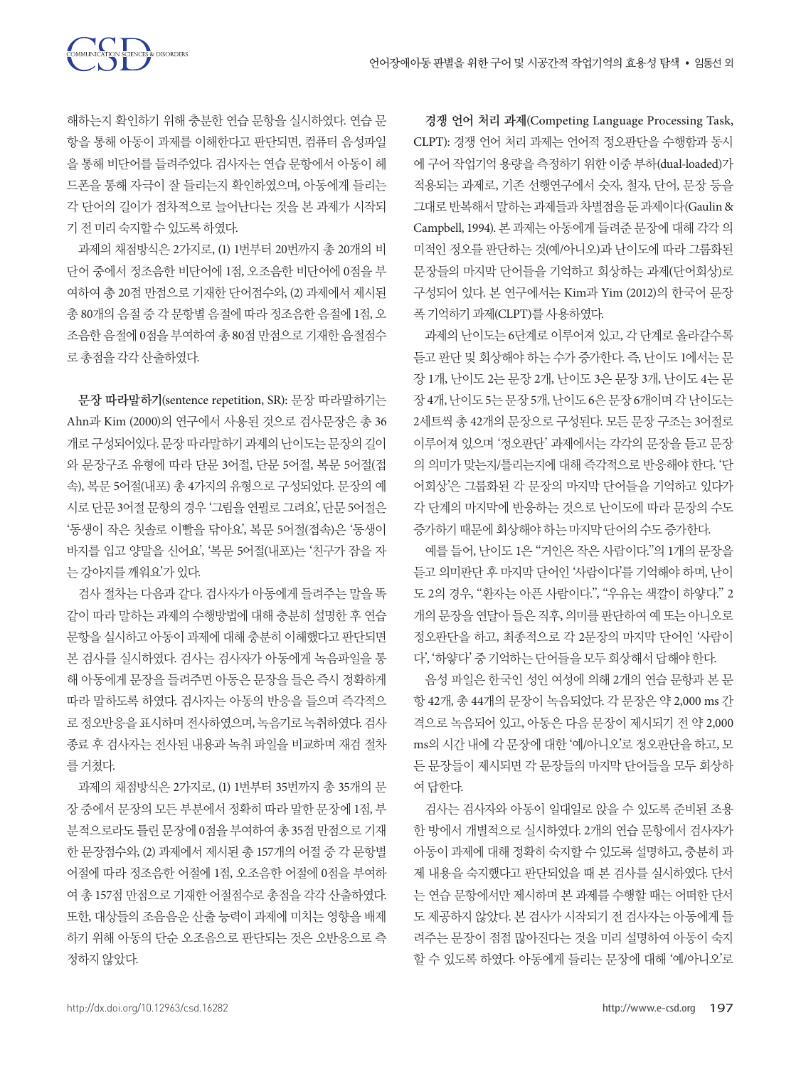해하는지 확인하기 위해 충분한 연습 문항을 실시하였다. 연습 문항을 통해 아동이 과제를 이해한다고 판단되면, 컴퓨터 음성파일을 통해 비단어를 들려주었다. 검사자는 연습 문항에서 아동이 헤드폰을 통해 자극이 잘 들리는지 확인하였으며, 아동에게 들리는 각 단어의 길이가 점차적으로 늘어난다는 것을 본 과제가 시작되기 전 미리 숙지할 수 있도록 하였다.

과제의 채점방식은 2가지로, (1) 1번부터 20번까지 총 20개의 비단어 중에서 정조음한 비단어에 1점, 오조음한 비단어에 0점을 부여하여 총 20점 만점으로 기재한 단어점수와, (2) 과제에서 제시된 총 80개의 음절 중 각 문항별 음절에 따라 정조음한 음절에 1점, 오조음한 음절에 0점을 부여하여 총 80점 만점으로 기재한 음절점수로 총점을 각각 산출하였다.

**문장 따라말하기**(sentence repetition, SR): 문장 따라말하기는 Ahn과 Kim (2000)의 연구에서 사용된 것으로 검사문장은 총 36개로 구성되어있다. 문장 따라말하기 과제의 난이도는 문장의 길이와 문장구조 유형에 따라 단문 3어절, 단문 5어절, 복문 5어절(접속), 복문 5어절(내포) 총 4가지의 유형으로 구성되었다. 문장의 예시로 단문 3어절 문항의 경우 '그림을 연필로 그려요', 단문 5어절은 '동생이 작은 칫솔로 이빨을 닦아요', 복문 5어절(접속)은 '동생이 바지를 입고 양말을 신어요', '복문 5어절(내포)는 '친구가 잠을 자는 강아지를 깨워요'가 있다.

검사 절차는 다음과 같다. 검사자가 아동에게 들려주는 말을 똑같이 따라 말하는 과제의 수행방법에 대해 충분히 설명한 후 연습문항을 실시하고 아동이 과제에 대해 충분히 이해했다고 판단되면 본 검사를 실시하였다. 검사는 검사자가 아동에게 녹음파일을 통해 아동에게 문장을 들려주면 아동은 문장을 들은 즉시 정확하게 따라 말하도록 하였다. 검사자는 아동의 반응을 들으며 즉각적으로 정오반응을 표시하며 전사하였으며, 녹음기로 녹취하였다. 검사 종료 후 검사자는 전사된 내용과 녹취 파일을 비교하며 재검 절차를 거쳤다.

과제의 채점방식은 2가지로, (1) 1번부터 35번까지 총 35개의 문장 중에서 문장의 모든 부분에서 정확히 따라 말한 문장에 1점, 부분적으로라도 틀린 문장에 0점을 부여하여 총 35점 만점으로 기재한 문장점수와, (2) 과제에서 제시된 총 157개의 어절 중 각 문항별 어절에 따라 정조음한 어절에 1점, 오조음한 어절에 0점을 부여하여 총 157점 만점으로 기재한 어절점수로 총점을 각각 산출하였다. 또한, 대상들의 조음음운 산출 능력이 과제에 미치는 영향을 배제하기 위해 아동의 단순 오조음으로 판단되는 것은 오반응으로 측정하지 않았다.

**경쟁 언어 처리 과제**(Competing Language Processing Task, CLPT): 경쟁 언어 처리 과제는 언어적 정오판단을 수행함과 동시에 구어 작업기억 용량을 측정하기 위한 이중 부하(dual-loaded)가 적용되는 과제로, 기존 선행연구에서 숫자, 철자, 단어, 문장 등을 그대로 반복해서 말하는 과제들과 차별점을 둔 과제이다(Gaulin & Campbell, 1994). 본 과제는 아동에게 들려준 문장에 대해 각각 의미적인 정오를 판단하는 것(예/아니오)과 난이도에 따라 그룹화된 문장들의 마지막 단어들을 기억하고 회상하는 과제(단어회상)로 구성되어 있다. 본 연구에서는 Kim과 Yim (2012)의 한국어 문장 폭 기억하기 과제(CLPT)를 사용하였다.

과제의 난이도는 6단계로 이루어져 있고, 각 단계로 올라갈수록 듣고 판단 및 회상해야 하는 수가 증가한다. 즉, 난이도 1에서는 문장 1개, 난이도 2는 문장 2개, 난이도 3은 문장 3개, 난이도 4는 문장 4개, 난이도 5는 문장 5개, 난이도 6은 문장 6개이며 각 난이도는 2세트씩 총 42개의 문장으로 구성된다. 모든 문장 구조는 3어절로 이루어져 있으며 '정오판단' 과제에서는 각각의 문장을 듣고 문장의 의미가 맞는지/틀리는지에 대해 즉각적으로 반응해야 한다. '단어회상'은 그룹화된 각 문장의 마지막 단어들을 기억하고 있다가 각 단계의 마지막에 반응하는 것으로 난이도에 따라 문장의 수도 증가하기 때문에 회상해야 하는 마지막 단어의 수도 증가한다.

예를 들어, 난이도 1은 "거인은 작은 사람이다."의 1개의 문장을 듣고 의미판단 후 마지막 단어인 '사람이다'를 기억해야 하며, 난이도 2의 경우, "환자는 아픈 사람이다.", "우유는 색깔이 하얗다." 2개의 문장을 연달아 들은 직후, 의미를 판단하여 예 또는 아니오로 정오판단을 하고, 최종적으로 각 2문장의 마지막 단어인 '사람이다', '하얗다' 중 기억하는 단어들을 모두 회상해서 답해야 한다.

음성 파일은 한국인 성인 여성에 의해 2개의 연습 문항과 본 문항 42개, 총 44개의 문장이 녹음되었다. 각 문장은 약 2,000 ms 간격으로 녹음되어 있고, 아동은 다음 문장이 제시되기 전 약 2,000 ms의 시간 내에 각 문장에 대한 '예/아니오'로 정오판단을 하고, 모든 문장들이 제시되면 각 문장들의 마지막 단어들을 모두 회상하여 답한다.

검사는 검사자와 아동이 일대일로 앉을 수 있도록 준비된 조용한 방에서 개별적으로 실시하였다. 2개의 연습 문항에서 검사자가 아동이 과제에 대해 정확히 숙지할 수 있도록 설명하고, 충분히 과제 내용을 숙지했다고 판단되었을 때 본 검사를 실시하였다. 단서는 연습 문항에서만 제시하며 본 과제를 수행할 때는 어떠한 단서도 제공하지 않았다. 본 검사가 시작되기 전 검사자는 아동에게 들려주는 문장이 점점 많아진다는 것을 미리 설명하여 아동이 숙지할 수 있도록 하였다. 아동에게 들리는 문장에 대해 '예/아니오'로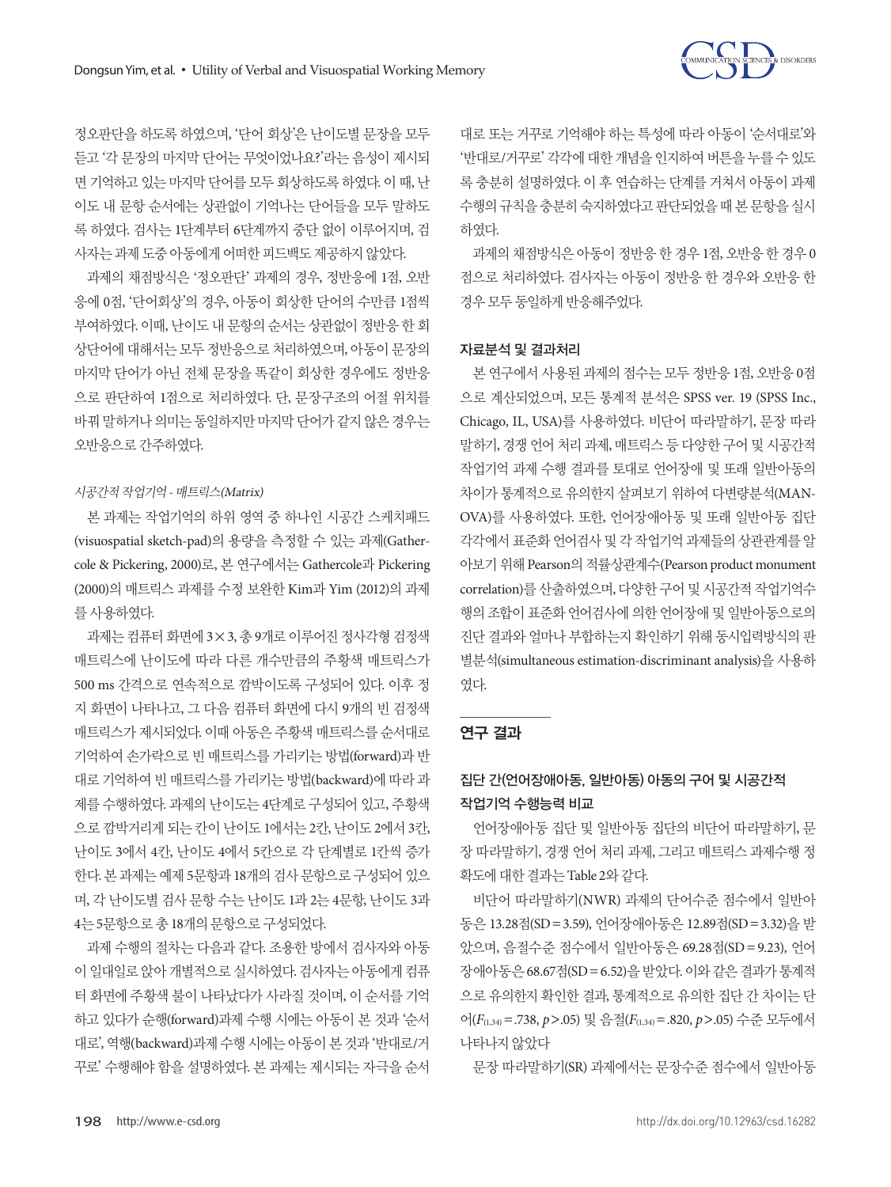정오판단을 하도록 하였으며, '단어 회상'은 난이도별 문장을 모두 듣고 '각 문장의 마지막 단어는 무엇이었나요?'라는 음성이 제시되면 기억하고 있는 마지막 단어를 모두 회상하도록 하였다. 이 때, 난이도 내 문항 순서에는 상관없이 기억나는 단어들을 모두 말하도록 하였다. 검사는 1단계부터 6단계까지 중단 없이 이루어지며, 검사자는 과제 도중 아동에게 어떠한 피드백도 제공하지 않았다.

과제의 채점방식은 '정오판단' 과제의 경우, 정반응에 1점, 오반응에 0점, '단어회상'의 경우, 아동이 회상한 단어의 수만큼 1점씩 부여하였다. 이때, 난이도 내 문항의 순서는 상관없이 정반응 한 회상단어에 대해서는 모두 정반응으로 처리하였으며, 아동이 문장의 마지막 단어가 아닌 전체 문장을 똑같이 회상한 경우에도 정반응으로 판단하여 1점으로 처리하였다. 단, 문장구조의 어절 위치를 바꿔 말하거나 의미는 동일하지만 마지막 단어가 같지 않은 경우는 오반응으로 간주하였다.

*시공간적 작업기억 - 매트릭스(Matrix)*

본 과제는 작업기억의 하위 영역 중 하나인 시공간 스케치패드(visuospatial sketch-pad)의 용량을 측정할 수 있는 과제(Gathercole & Pickering, 2000)로, 본 연구에서는 Gathercole과 Pickering (2000)의 매트릭스 과제를 수정 보완한 Kim과 Yim (2012)의 과제를 사용하였다.

과제는 컴퓨터 화면에 3×3, 총 9개로 이루어진 정사각형 검정색 매트릭스에 난이도에 따라 다른 개수만큼의 주황색 매트릭스가 500 ms 간격으로 연속적으로 깜박이도록 구성되어 있다. 이후 정지 화면이 나타나고, 그 다음 컴퓨터 화면에 다시 9개의 빈 검정색 매트릭스가 제시되었다. 이때 아동은 주황색 매트릭스를 순서대로 기억하여 손가락으로 빈 매트릭스를 가리키는 방법(forward)과 반대로 기억하여 빈 매트릭스를 가리키는 방법(backward)에 따라 과제를 수행하였다. 과제의 난이도는 4단계로 구성되어 있고, 주황색으로 깜박거리게 되는 칸이 난이도 1에서는 2칸, 난이도 2에서 3칸, 난이도 3에서 4칸, 난이도 4에서 5칸으로 각 단계별로 1칸씩 증가한다. 본 과제는 예제 5문항과 18개의 검사 문항으로 구성되어 있으며, 각 난이도별 검사 문항 수는 난이도 1과 2는 4문항, 난이도 3과 4는 5문항으로 총 18개의 문항으로 구성되었다.

과제 수행의 절차는 다음과 같다. 조용한 방에서 검사자와 아동이 일대일로 앉아 개별적으로 실시하였다. 검사자는 아동에게 컴퓨터 화면에 주황색 불이 나타났다가 사라질 것이며, 이 순서를 기억하고 있다가 순행(forward)과제 수행 시에는 아동이 본 것과 '순서대로', 역행(backward)과제 수행 시에는 아동이 본 것과 '반대로/거꾸로' 수행해야 함을 설명하였다. 본 과제는 제시되는 자극을 순서대로 또는 거꾸로 기억해야 하는 특성에 따라 아동이 '순서대로'와 '반대로/거꾸로' 각각에 대한 개념을 인지하여 버튼을 누를 수 있도록 충분히 설명하였다. 이 후 연습하는 단계를 거쳐서 아동이 과제 수행의 규칙을 충분히 숙지하였다고 판단되었을 때 본 문항을 실시하였다.

과제의 채점방식은 아동이 정반응 한 경우 1점, 오반응 한 경우 0점으로 처리하였다. 검사자는 아동이 정반응 한 경우와 오반응 한 경우 모두 동일하게 반응해주었다.

### 자료분석 및 결과처리

본 연구에서 사용된 과제의 점수는 모두 정반응 1점, 오반응 0점으로 계산되었으며, 모든 통계적 분석은 SPSS ver. 19 (SPSS Inc., Chicago, IL, USA)를 사용하였다. 비단어 따라말하기, 문장 따라말하기, 경쟁 언어 처리 과제, 매트릭스 등 다양한 구어 및 시공간적 작업기억 과제 수행 결과를 토대로 언어장애 및 또래 일반아동의 차이가 통계적으로 유의한지 살펴보기 위하여 다변량분석(MANOVA)를 사용하였다. 또한, 언어장애아동 및 또래 일반아동 집단 각각에서 표준화 언어검사 및 각 작업기억 과제들의 상관관계를 알아보기 위해 Pearson의 적률상관계수(Pearson product monument correlation)를 산출하였으며, 다양한 구어 및 시공간적 작업기억수행의 조합이 표준화 언어검사에 의한 언어장애 및 일반아동으로의 진단 결과와 얼마나 부합하는지 확인하기 위해 동시입력방식의 판별분석(simultaneous estimation-discriminant analysis)을 사용하였다.

## 연구 결과

### 집단 간(언어장애아동, 일반아동) 아동의 구어 및 시공간적 작업기억 수행능력 비교

언어장애아동 집단 및 일반아동 집단의 비단어 따라말하기, 문장 따라말하기, 경쟁 언어 처리 과제, 그리고 매트릭스 과제수행 정확도에 대한 결과는 Table 2와 같다.

비단어 따라말하기(NWR) 과제의 단어수준 점수에서 일반아동은 13.28점(SD=3.59), 언어장애아동은 12.89점(SD=3.32)을 받았으며, 음절수준 점수에서 일반아동은 69.28점(SD=9.23), 언어장애아동은 68.67점(SD=6.52)을 받았다. 이와 같은 결과가 통계적으로 유의한지 확인한 결과, 통계적으로 유의한 집단 간 차이는 단어($F_{(1,34)}=.738$, $p>.05$) 및 음절($F_{(1,34)}=.820$, $p>.05$) 수준 모두에서 나타나지 않았다

문장 따라말하기(SR) 과제에서는 문장수준 점수에서 일반아동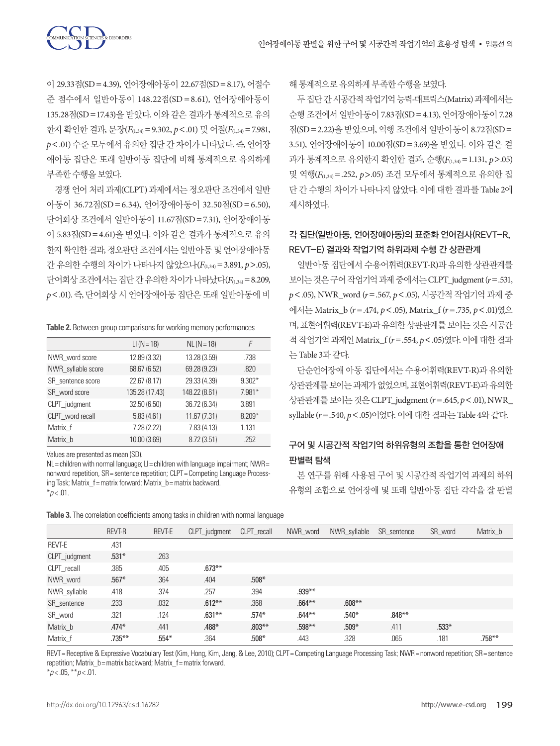이 29.33점(SD = 4.39), 언어장애아동이 22.67점(SD = 8.17), 어절수준 점수에서 일반아동이 148.22점(SD = 8.61), 언어장애아동이 135.28점(SD = 17.43)을 받았다. 이와 같은 결과가 통계적으로 유의한지 확인한 결과, 문장($F_{(1,34)} = 9.302$, $p < .01$) 및 어절($F_{(1,34)} = 7.981$, $p < .01$) 수준 모두에서 유의한 집단 간 차이가 나타났다. 즉, 언어장애아동 집단은 또래 일반아동 집단에 비해 통계적으로 유의하게 부족한 수행을 보였다.

경쟁 언어 처리 과제(CLPT) 과제에서는 정오판단 조건에서 일반아동이 36.72점(SD = 6.34), 언어장애아동이 32.50점(SD = 6.50), 단어회상 조건에서 일반아동이 11.67점(SD = 7.31), 언어장애아동이 5.83점(SD = 4.61)을 받았다. 이와 같은 결과가 통계적으로 유의한지 확인한 결과, 정오판단 조건에서는 일반아동 및 언어장애아동 간 유의한 수행의 차이가 나타나지 않았으나($F_{(1,34)} = 3.891$, $p > .05$), 단어회상 조건에서는 집단 간 유의한 차이가 나타났다($F_{(1,34)} = 8.209$, $p < .01$). 즉, 단어회상 시 언어장애아동 집단은 또래 일반아동에 비해 통계적으로 유의하게 부족한 수행을 보였다.

두 집단 간 시공간적 작업기억 능력-매트릭스(Matrix) 과제에서는 순행 조건에서 일반아동이 7.83점(SD = 4.13), 언어장애아동이 7.28점(SD = 2.22)을 받았으며, 역행 조건에서 일반아동이 8.72점(SD = 3.51), 언어장애아동이 10.00점(SD = 3.69)을 받았다. 이와 같은 결과가 통계적으로 유의한지 확인한 결과, 순행($F_{(1,34)} = 1.131$, $p > .05$) 및 역행($F_{(1,34)} = .252$, $p > .05$) 조건 모두에서 통계적으로 유의한 집단 간 수행의 차이가 나타나지 않았다. 이에 대한 결과를 Table 2에 제시하였다.

**Table 2.** Between-group comparisons for working memory performances

| | LI (N = 18) | NL (N = 18) | F |
|---|---|---|---|
| NWR_word score | 12.89 (3.32) | 13.28 (3.59) | .738 |
| NWR_syllable score | 68.67 (6.52) | 69.28 (9.23) | .820 |
| SR_sentence score | 22.67 (8.17) | 29.33 (4.39) | 9.302* |
| SR_word score | 135.28 (17.43) | 148.22 (8.61) | 7.981* |
| CLPT_judgment | 32.50 (6.50) | 36.72 (6.34) | 3.891 |
| CLPT_word recall | 5.83 (4.61) | 11.67 (7.31) | 8.209* |
| Matrix_f | 7.28 (2.22) | 7.83 (4.13) | 1.131 |
| Matrix_b | 10.00 (3.69) | 8.72 (3.51) | .252 |

Values are presented as mean (SD).
NL = children with normal language; LI = children with language impairment; NWR = nonword repetition, SR = sentence repetition; CLPT = Competing Language Processing Task; Matrix_f = matrix forward; Matrix_b = matrix backward.
*$p < .01$.

### 각 집단(일반아동, 언어장애아동)의 표준화 언어검사(REVT-R, REVT-E) 결과와 작업기억 하위과제 수행 간 상관관계

일반아동 집단에서 수용어휘력(REVT-R)과 유의한 상관관계를 보이는 것은 구어 작업기억 과제 중에서는 CLPT_judgment ($r = .531$, $p < .05$), NWR_word ($r = .567$, $p < .05$), 시공간적 작업기억 과제 중에서는 Matrix_b ($r = .474$, $p < .05$), Matrix_f ($r = .735$, $p < .01$)였으며, 표현어휘력(REVT-E)과 유의한 상관관계를 보이는 것은 시공간적 작업기억 과제인 Matrix_f ($r = .554$, $p < .05$)였다. 이에 대한 결과는 Table 3과 같다.

단순언어장애 아동 집단에서는 수용어휘력(REVT-R)과 유의한 상관관계를 보이는 과제가 없었으며, 표현어휘력(REVT-E)과 유의한 상관관계를 보이는 것은 CLPT_judgment ($r = .645$, $p < .01$), NWR_syllable ($r = .540$, $p < .05$)이었다. 이에 대한 결과는 Table 4와 같다.

### 구어 및 시공간적 작업기억 하위유형의 조합을 통한 언어장애 판별력 탐색

본 연구를 위해 사용된 구어 및 시공간적 작업기억 과제의 하위유형의 조합으로 언어장애 및 또래 일반아동 집단 각각을 잘 판별

**Table 3.** The correlation coefficients among tasks in children with normal language

| | REVT-R | REVT-E | CLPT_judgment | CLPT_recall | NWR_word | NWR_syllable | SR_sentence | SR_word | Matrix_b |
|---|---|---|---|---|---|---|---|---|---|
| REVT-E | .431 | | | | | | | | |
| CLPT_judgment | .531* | .263 | | | | | | | |
| CLPT_recall | .385 | .405 | .673** | | | | | | |
| NWR_word | .567* | .364 | .404 | .508* | | | | | |
| NWR_syllable | .418 | .374 | .257 | .394 | .939** | | | | |
| SR_sentence | .233 | .032 | .612** | .368 | .664** | .608** | | | |
| SR_word | .321 | .124 | .631** | .574* | .644** | .540* | .848** | | |
| Matrix_b | .474* | .441 | .488* | .803** | .598** | .509* | .411 | .533* | |
| Matrix_f | .735** | .554* | .364 | .508* | .443 | .328 | .065 | .181 | .758** |

REVT = Receptive & Expressive Vocabulary Test (Kim, Hong, Kim, Jang, & Lee, 2010); CLPT = Competing Language Processing Task; NWR = nonword repetition; SR = sentence repetition; Matrix_b = matrix backward; Matrix_f = matrix forward.
*$p < .05$, **$p < .01$.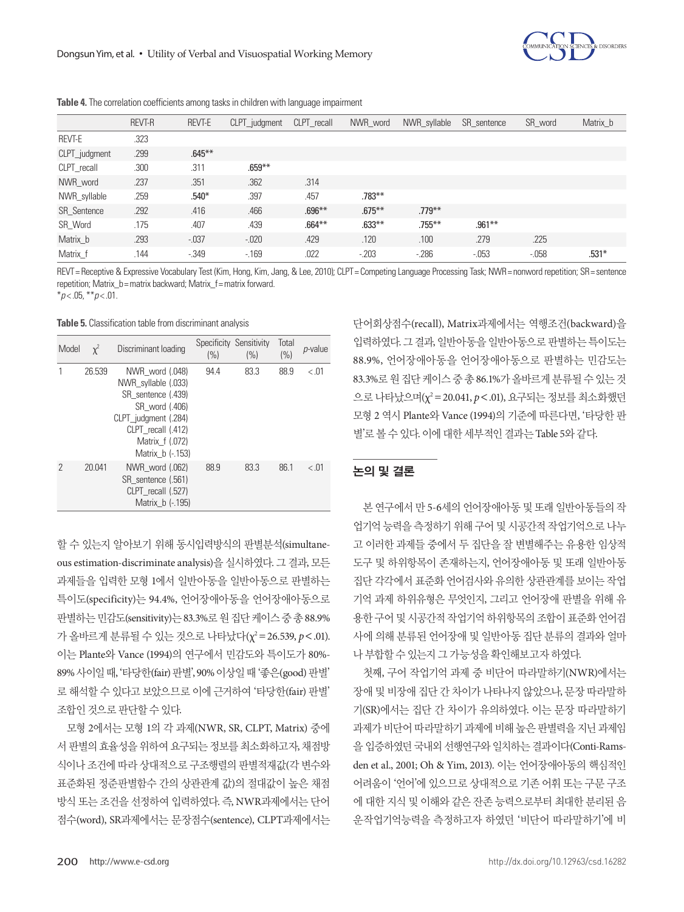**Table 4.** The correlation coefficients among tasks in children with language impairment

| | REVT-R | REVT-E | CLPT_judgment | CLPT_recall | NWR_word | NWR_syllable | SR_sentence | SR_word | Matrix_b |
|---|---|---|---|---|---|---|---|---|---|
| REVT-E | .323 | | | | | | | | |
| CLPT_judgment | .299 | .645** | | | | | | | |
| CLPT_recall | .300 | .311 | .659** | | | | | | |
| NWR_word | .237 | .351 | .362 | .314 | | | | | |
| NWR_syllable | .259 | .540* | .397 | .457 | .783** | | | | |
| SR_Sentence | .292 | .416 | .466 | .696** | .675** | .779** | | | |
| SR_Word | .175 | .407 | .439 | .664** | .633** | .755** | .961** | | |
| Matrix_b | .293 | -.037 | -.020 | .429 | .120 | .100 | .279 | .225 | |
| Matrix_f | .144 | -.349 | -.169 | .022 | -.203 | -.286 | -.053 | -.058 | .531* |

REVT = Receptive & Expressive Vocabulary Test (Kim, Hong, Kim, Jang, & Lee, 2010); CLPT = Competing Language Processing Task; NWR = nonword repetition; SR = sentence repetition; Matrix_b = matrix backward; Matrix_f = matrix forward.
*$p$ < .05, **$p$ < .01.

**Table 5.** Classification table from discriminant analysis

| Model | $\chi^2$ | Discriminant loading | Specificity (%) | Sensitivity (%) | Total (%) | $p$-value |
|---|---|---|---|---|---|---|
| 1 | 26.539 | NWR_word (.048)<br>NWR_syllable (.033)<br>SR_sentence (.439)<br>SR_word (.406)<br>CLPT_judgment (.284)<br>CLPT_recall (.412)<br>Matrix_f (.072)<br>Matrix_b (-.153) | 94.4 | 83.3 | 88.9 | < .01 |
| 2 | 20.041 | NWR_word (.062)<br>SR_sentence (.561)<br>CLPT_recall (.527)<br>Matrix_b (-.195) | 88.9 | 83.3 | 86.1 | < .01 |

할 수 있는지 알아보기 위해 동시입력방식의 판별분석(simultaneous estimation-discriminate analysis)을 실시하였다. 그 결과, 모든 과제들을 입력한 모형 1에서 일반아동을 일반아동으로 판별하는 특이도(specificity)는 94.4%, 언어장애아동을 언어장애아동으로 판별하는 민감도(sensitivity)는 83.3%로 원 집단 케이스 중 총 88.9%가 올바르게 분류될 수 있는 것으로 나타났다($\chi^2$ = 26.539, $p$ < .01). 이는 Plante와 Vance (1994)의 연구에서 민감도와 특이도가 80%-89% 사이일 때, '타당한(fair) 판별', 90% 이상일 때 '좋은(good) 판별'로 해석할 수 있다고 보았으므로 이에 근거하여 '타당한(fair) 판별' 조합인 것으로 판단할 수 있다.

모형 2에서는 모형 1의 각 과제(NWR, SR, CLPT, Matrix) 중에서 판별의 효율성을 위하여 요구되는 정보를 최소화하고자, 채점방식이나 조건에 따라 상대적으로 구조행렬의 판별적재값(각 변수와 표준화된 정준판별함수 간의 상관관계 값)의 절대값이 높은 채점방식 또는 조건을 선정하여 입력하였다. 즉, NWR과제에서는 단어점수(word), SR과제에서는 문장점수(sentence), CLPT과제에서는 단어회상점수(recall), Matrix과제에서는 역행조건(backward)을 입력하였다. 그 결과, 일반아동을 일반아동으로 판별하는 특이도는 88.9%, 언어장애아동을 언어장애아동으로 판별하는 민감도는 83.3%로 원 집단 케이스 중 총 86.1%가 올바르게 분류될 수 있는 것으로 나타났으며($\chi^2$ = 20.041, $p$ < .01), 요구되는 정보를 최소화했던 모형 2 역시 Plante와 Vance (1994)의 기준에 따른다면, '타당한 판별'로 볼 수 있다. 이에 대한 세부적인 결과는 Table 5와 같다.

## 논의 및 결론

본 연구에서 만 5-6세의 언어장애아동 및 또래 일반아동들의 작업기억 능력을 측정하기 위해 구어 및 시공간적 작업기억으로 나누고 이러한 과제들 중에서 두 집단을 잘 변별해주는 유용한 임상적 도구 및 하위항목이 존재하는지, 언어장애아동 및 또래 일반아동 집단 각각에서 표준화 언어검사와 유의한 상관관계를 보이는 작업기억 과제 하위유형은 무엇인지, 그리고 언어장애 판별을 위해 유용한 구어 및 시공간적 작업기억 하위항목의 조합이 표준화 언어검사에 의해 분류된 언어장애 및 일반아동 집단 분류의 결과와 얼마나 부합할 수 있는지 그 가능성을 확인해보고자 하였다.

첫째, 구어 작업기억 과제 중 비단어 따라말하기(NWR)에서는 장애 및 비장애 집단 간 차이가 나타나지 않았으나, 문장 따라말하기(SR)에서는 집단 간 차이가 유의하였다. 이는 문장 따라말하기 과제가 비단어 따라말하기 과제에 비해 높은 판별력을 지닌 과제임을 입증하였던 국내외 선행연구와 일치하는 결과이다(Conti-Ramsden et al., 2001; Oh & Yim, 2013). 이는 언어장애아동의 핵심적인 어려움이 '언어'에 있으므로 상대적으로 기존 어휘 또는 구문 구조에 대한 지식 및 이해와 같은 잔존 능력으로부터 최대한 분리된 음운작업기억능력을 측정하고자 하였던 '비단어 따라말하기'에 비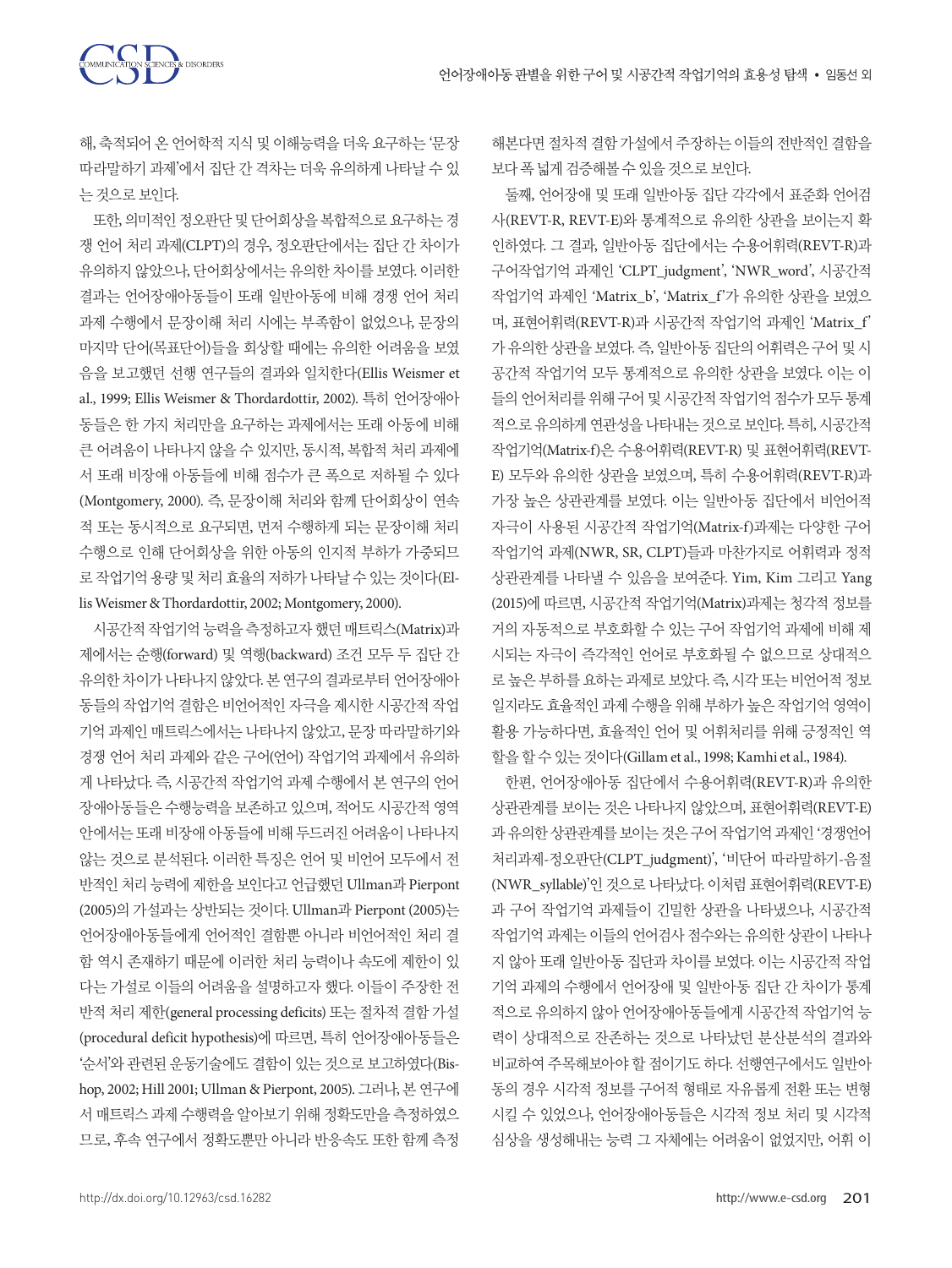해, 축적되어 온 언어학적 지식 및 이해능력을 더욱 요구하는 '문장 따라말하기 과제'에서 집단 간 격차는 더욱 유의하게 나타날 수 있는 것으로 보인다.

또한, 의미적인 정오판단 및 단어회상을 복합적으로 요구하는 경쟁 언어 처리 과제(CLPT)의 경우, 정오판단에서는 집단 간 차이가 유의하지 않았으나, 단어회상에서는 유의한 차이를 보였다. 이러한 결과는 언어장애아동들이 또래 일반아동에 비해 경쟁 언어 처리 과제 수행에서 문장이해 처리 시에는 부족함이 없었으나, 문장의 마지막 단어(목표단어)들을 회상할 때에는 유의한 어려움을 보였음을 보고했던 선행 연구들의 결과와 일치한다(Ellis Weismer et al., 1999; Ellis Weismer & Thordardottir, 2002). 특히 언어장애아동들은 한 가지 처리만을 요구하는 과제에서는 또래 아동에 비해 큰 어려움이 나타나지 않을 수 있지만, 동시적, 복합적 처리 과제에서 또래 비장애 아동들에 비해 점수가 큰 폭으로 저하될 수 있다(Montgomery, 2000). 즉, 문장이해 처리와 함께 단어회상이 연속적 또는 동시적으로 요구되면, 먼저 수행하게 되는 문장이해 처리 수행으로 인해 단어회상을 위한 아동의 인지적 부하가 가중되므로 작업기억 용량 및 처리 효율의 저하가 나타날 수 있는 것이다(Ellis Weismer & Thordardottir, 2002; Montgomery, 2000).

시공간적 작업기억 능력을 측정하고자 했던 매트릭스(Matrix)과제에서는 순행(forward) 및 역행(backward) 조건 모두 두 집단 간 유의한 차이가 나타나지 않았다. 본 연구의 결과로부터 언어장애아동들의 작업기억 결함은 비언어적인 자극을 제시한 시공간적 작업기억 과제인 매트릭스에서는 나타나지 않았고, 문장 따라말하기와 경쟁 언어 처리 과제와 같은 구어(언어) 작업기억 과제에서 유의하게 나타났다. 즉, 시공간적 작업기억 과제 수행에서 본 연구의 언어장애아동들은 수행능력을 보존하고 있으며, 적어도 시공간적 영역 안에서는 또래 비장애 아동들에 비해 두드러진 어려움이 나타나지 않는 것으로 분석된다. 이러한 특징은 언어 및 비언어 모두에서 전반적인 처리 능력에 제한을 보인다고 언급했던 Ullman과 Pierpont (2005)의 가설과는 상반되는 것이다. Ullman과 Pierpont (2005)는 언어장애아동들에게 언어적인 결함뿐 아니라 비언어적인 처리 결함 역시 존재하기 때문에 이러한 처리 능력이나 속도에 제한이 있다는 가설로 이들의 어려움을 설명하고자 했다. 이들이 주장한 전반적 처리 제한(general processing deficits) 또는 절차적 결함 가설(procedural deficit hypothesis)에 따르면, 특히 언어장애아동들은 '순서'와 관련된 운동기술에도 결함이 있는 것으로 보고하였다(Bishop, 2002; Hill 2001; Ullman & Pierpont, 2005). 그러나, 본 연구에서 매트릭스 과제 수행력을 알아보기 위해 정확도만을 측정하였으므로, 후속 연구에서 정확도뿐만 아니라 반응속도 또한 함께 측정해본다면 절차적 결함 가설에서 주장하는 이들의 전반적인 결함을 보다 폭 넓게 검증해볼 수 있을 것으로 보인다.

둘째, 언어장애 및 또래 일반아동 집단 각각에서 표준화 언어검사(REVT-R, REVT-E)와 통계적으로 유의한 상관을 보이는지 확인하였다. 그 결과, 일반아동 집단에서는 수용어휘력(REVT-R)과 구어작업기억 과제인 'CLPT_judgment', 'NWR_word', 시공간적 작업기억 과제인 'Matrix_b', 'Matrix_f'가 유의한 상관을 보였으며, 표현어휘력(REVT-R)과 시공간적 작업기억 과제인 'Matrix_f'가 유의한 상관을 보였다. 즉, 일반아동 집단의 어휘력은 구어 및 시공간적 작업기억 모두 통계적으로 유의한 상관을 보였다. 이는 이들의 언어처리를 위해 구어 및 시공간적 작업기억 점수가 모두 통계적으로 유의하게 연관성을 나타내는 것으로 보인다. 특히, 시공간적 작업기억(Matrix-f)은 수용어휘력(REVT-R) 및 표현어휘력(REVT-E) 모두와 유의한 상관을 보였으며, 특히 수용어휘력(REVT-R)과 가장 높은 상관관계를 보였다. 이는 일반아동 집단에서 비언어적 자극이 사용된 시공간적 작업기억(Matrix-f)과제는 다양한 구어 작업기억 과제(NWR, SR, CLPT)들과 마찬가지로 어휘력과 정적 상관관계를 나타낼 수 있음을 보여준다. Yim, Kim 그리고 Yang (2015)에 따르면, 시공간적 작업기억(Matrix)과제는 청각적 정보를 거의 자동적으로 부호화할 수 있는 구어 작업기억 과제에 비해 제시되는 자극이 즉각적인 언어로 부호화될 수 없으므로 상대적으로 높은 부하를 요하는 과제로 보았다. 즉, 시각 또는 비언어적 정보일지라도 효율적인 과제 수행을 위해 부하가 높은 작업기억 영역이 활용 가능하다면, 효율적인 언어 및 어휘처리를 위해 긍정적인 역할을 할 수 있는 것이다(Gillam et al., 1998; Kamhi et al., 1984).

한편, 언어장애아동 집단에서 수용어휘력(REVT-R)과 유의한 상관관계를 보이는 것은 나타나지 않았으며, 표현어휘력(REVT-E)과 유의한 상관관계를 보이는 것은 구어 작업기억 과제인 '경쟁언어처리과제-정오판단(CLPT_judgment)', '비단어 따라말하기-음절(NWR_syllable)'인 것으로 나타났다. 이처럼 표현어휘력(REVT-E)과 구어 작업기억 과제들이 긴밀한 상관을 나타냈으나, 시공간적 작업기억 과제는 이들의 언어검사 점수와는 유의한 상관이 나타나지 않아 또래 일반아동 집단과 차이를 보였다. 이는 시공간적 작업기억 과제의 수행에서 언어장애 및 일반아동 집단 간 차이가 통계적으로 유의하지 않아 언어장애아동들에게 시공간적 작업기억 능력이 상대적으로 잔존하는 것으로 나타났던 분산분석의 결과와 비교하여 주목해보아야 할 점이기도 하다. 선행연구에서도 일반아동의 경우 시각적 정보를 구어적 형태로 자유롭게 전환 또는 변형시킬 수 있었으나, 언어장애아동들은 시각적 정보 처리 및 시각적 심상을 생성해내는 능력 그 자체에는 어려움이 없었지만, 어휘 이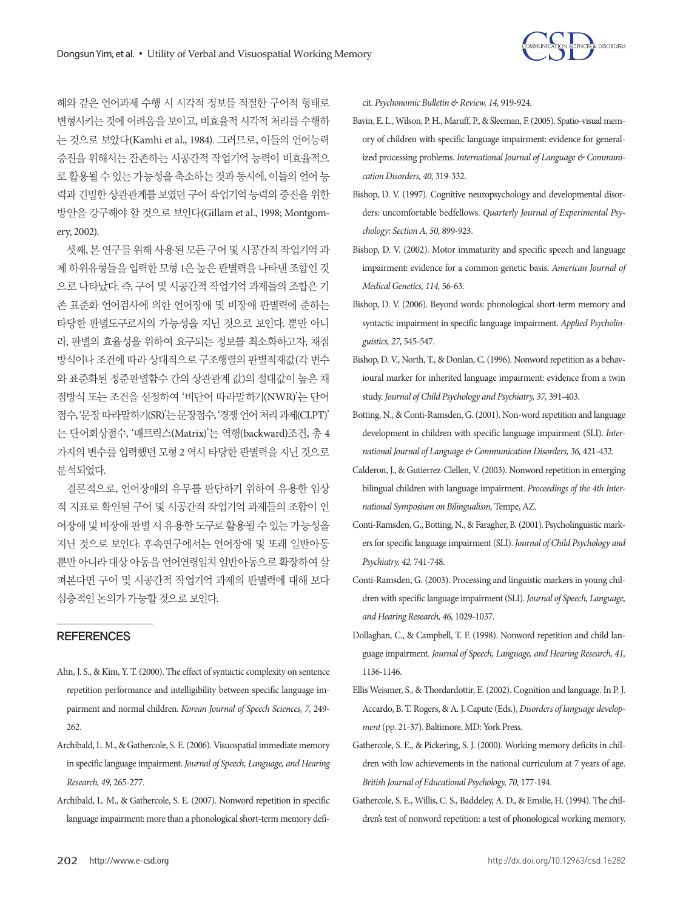해와 같은 언어과제 수행 시 시각적 정보를 적절한 구어적 형태로 변형시키는 것에 어려움을 보이고, 비효율적 시각적 처리를 수행하는 것으로 보았다(Kamhi et al., 1984). 그러므로, 이들의 언어능력 증진을 위해서는 잔존하는 시공간적 작업기억 능력이 비효율적으로 활용될 수 있는 가능성을 축소하는 것과 동시에, 이들의 언어 능력과 긴밀한 상관관계를 보였던 구어 작업기억 능력의 증진을 위한 방안을 강구해야 할 것으로 보인다(Gillam et al., 1998; Montgomery, 2002).

셋째, 본 연구를 위해 사용된 모든 구어 및 시공간적 작업기억 과제 하위유형들을 입력한 모형 1은 높은 판별력을 나타낸 조합인 것으로 나타났다. 즉, 구어 및 시공간적 작업기억 과제들의 조합은 기존 표준화 언어검사에 의한 언어장애 및 비장애 판별력에 준하는 타당한 판별도구로서의 가능성을 지닌 것으로 보인다. 뿐만 아니라, 판별의 효율성을 위하여 요구되는 정보를 최소화하고자, 채점방식이나 조건에 따라 상대적으로 구조행렬의 판별적재값(각 변수와 표준화된 정준판별함수 간의 상관관계 값)의 절대값이 높은 채점방식 또는 조건을 선정하여 '비단어 따라말하기(NWR)'는 단어점수, '문장 따라말하기(SR)'는 문장점수, '경쟁 언어 처리 과제(CLPT)'는 단어회상점수, '매트릭스(Matrix)'는 역행(backward)조건, 총 4가지의 변수를 입력했던 모형 2 역시 타당한 판별력을 지닌 것으로 분석되었다.

결론적으로, 언어장애의 유무를 판단하기 위하여 유용한 임상적 지표로 확인된 구어 및 시공간적 작업기억 과제들의 조합이 언어장애 및 비장애 판별 시 유용한 도구로 활용될 수 있는 가능성을 지닌 것으로 보인다. 후속연구에서는 언어장애 및 또래 일반아동뿐만 아니라 대상 아동을 언어연령일치 일반아동으로 확장하여 살펴본다면 구어 및 시공간적 작업기억 과제의 판별력에 대해 보다 심층적인 논의가 가능할 것으로 보인다.

## REFERENCES

Ahn, J. S., & Kim, Y. T. (2000). The effect of syntactic complexity on sentence repetition performance and intelligibility between specific language impairment and normal children. *Korean Journal of Speech Sciences, 7,* 249-262.

Archibald, L. M., & Gathercole, S. E. (2006). Visuospatial immediate memory in specific language impairment. *Journal of Speech, Language, and Hearing Research, 49,* 265-277.

Archibald, L. M., & Gathercole, S. E. (2007). Nonword repetition in specific language impairment: more than a phonological short-term memory deficit. *Psychonomic Bulletin & Review, 14,* 919-924.

Bavin, E. L., Wilson, P. H., Maruff, P., & Sleeman, F. (2005). Spatio-visual memory of children with specific language impairment: evidence for generalized processing problems. *International Journal of Language & Communication Disorders, 40,* 319-332.

Bishop, D. V. (1997). Cognitive neuropsychology and developmental disorders: uncomfortable bedfellows. *Quarterly Journal of Experimental Psychology: Section A, 50,* 899-923.

Bishop, D. V. (2002). Motor immaturity and specific speech and language impairment: evidence for a common genetic basis. *American Journal of Medical Genetics, 114,* 56-63.

Bishop, D. V. (2006). Beyond words: phonological short-term memory and syntactic impairment in specific language impairment. *Applied Psycholinguistics, 27,* 545-547.

Bishop, D. V., North, T., & Donlan, C. (1996). Nonword repetition as a behavioural marker for inherited language impairment: evidence from a twin study. *Journal of Child Psychology and Psychiatry, 37,* 391-403.

Botting, N., & Conti-Ramsden, G. (2001). Non-word repetition and language development in children with specific language impairment (SLI). *International Journal of Language & Communication Disorders, 36,* 421-432.

Calderon, J., & Gutierrez-Clellen, V. (2003). Nonword repetition in emerging bilingual children with language impairment. *Proceedings of the 4th International Symposium on Bilingualism,* Tempe, AZ.

Conti-Ramsden, G., Botting, N., & Faragher, B. (2001). Psycholinguistic markers for specific language impairment (SLI). *Journal of Child Psychology and Psychiatry, 42,* 741-748.

Conti-Ramsden, G. (2003). Processing and linguistic markers in young children with specific language impairment (SLI). *Journal of Speech, Language, and Hearing Research, 46,* 1029-1037.

Dollaghan, C., & Campbell, T. F. (1998). Nonword repetition and child language impairment. *Journal of Speech, Language, and Hearing Research, 41,* 1136-1146.

Ellis Weismer, S., & Thordardottir, E. (2002). Cognition and language. In P. J. Accardo, B. T. Rogers, & A. J. Capute (Eds.), *Disorders of language development* (pp. 21-37). Baltimore, MD: York Press.

Gathercole, S. E., & Pickering, S. J. (2000). Working memory deficits in children with low achievements in the national curriculum at 7 years of age. *British Journal of Educational Psychology, 70,* 177-194.

Gathercole, S. E., Willis, C. S., Baddeley, A. D., & Emslie, H. (1994). The children's test of nonword repetition: a test of phonological working memory.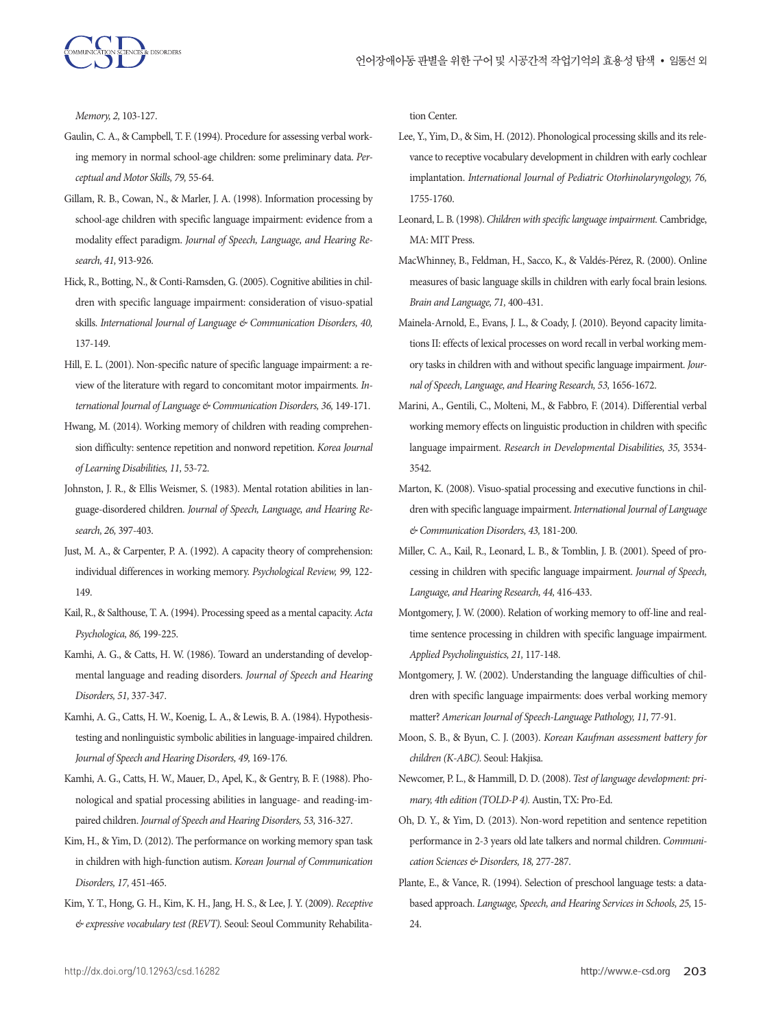*Memory, 2,* 103-127.

Gaulin, C. A., & Campbell, T. F. (1994). Procedure for assessing verbal working memory in normal school-age children: some preliminary data. *Perceptual and Motor Skills, 79,* 55-64.

Gillam, R. B., Cowan, N., & Marler, J. A. (1998). Information processing by school-age children with specific language impairment: evidence from a modality effect paradigm. *Journal of Speech, Language, and Hearing Research, 41,* 913-926.

Hick, R., Botting, N., & Conti-Ramsden, G. (2005). Cognitive abilities in children with specific language impairment: consideration of visuo-spatial skills. *International Journal of Language & Communication Disorders, 40,* 137-149.

Hill, E. L. (2001). Non-specific nature of specific language impairment: a review of the literature with regard to concomitant motor impairments. *International Journal of Language & Communication Disorders, 36,* 149-171.

Hwang, M. (2014). Working memory of children with reading comprehension difficulty: sentence repetition and nonword repetition. *Korea Journal of Learning Disabilities, 11,* 53-72.

Johnston, J. R., & Ellis Weismer, S. (1983). Mental rotation abilities in language-disordered children. *Journal of Speech, Language, and Hearing Research, 26,* 397-403.

Just, M. A., & Carpenter, P. A. (1992). A capacity theory of comprehension: individual differences in working memory. *Psychological Review, 99,* 122-149.

Kail, R., & Salthouse, T. A. (1994). Processing speed as a mental capacity. *Acta Psychologica, 86,* 199-225.

Kamhi, A. G., & Catts, H. W. (1986). Toward an understanding of developmental language and reading disorders. *Journal of Speech and Hearing Disorders, 51,* 337-347.

Kamhi, A. G., Catts, H. W., Koenig, L. A., & Lewis, B. A. (1984). Hypothesis-testing and nonlinguistic symbolic abilities in language-impaired children. *Journal of Speech and Hearing Disorders, 49,* 169-176.

Kamhi, A. G., Catts, H. W., Mauer, D., Apel, K., & Gentry, B. F. (1988). Phonological and spatial processing abilities in language- and reading-impaired children. *Journal of Speech and Hearing Disorders, 53,* 316-327.

Kim, H., & Yim, D. (2012). The performance on working memory span task in children with high-function autism. *Korean Journal of Communication Disorders, 17,* 451-465.

Kim, Y. T., Hong, G. H., Kim, K. H., Jang, H. S., & Lee, J. Y. (2009). *Receptive & expressive vocabulary test (REVT).* Seoul: Seoul Community Rehabilitation Center.

Lee, Y., Yim, D., & Sim, H. (2012). Phonological processing skills and its relevance to receptive vocabulary development in children with early cochlear implantation. *International Journal of Pediatric Otorhinolaryngology, 76,* 1755-1760.

Leonard, L. B. (1998). *Children with specific language impairment.* Cambridge, MA: MIT Press.

MacWhinney, B., Feldman, H., Sacco, K., & Valdés-Pérez, R. (2000). Online measures of basic language skills in children with early focal brain lesions. *Brain and Language, 71,* 400-431.

Mainela-Arnold, E., Evans, J. L., & Coady, J. (2010). Beyond capacity limitations II: effects of lexical processes on word recall in verbal working memory tasks in children with and without specific language impairment. *Journal of Speech, Language, and Hearing Research, 53,* 1656-1672.

Marini, A., Gentili, C., Molteni, M., & Fabbro, F. (2014). Differential verbal working memory effects on linguistic production in children with specific language impairment. *Research in Developmental Disabilities, 35,* 3534-3542.

Marton, K. (2008). Visuo-spatial processing and executive functions in children with specific language impairment. *International Journal of Language & Communication Disorders, 43,* 181-200.

Miller, C. A., Kail, R., Leonard, L. B., & Tomblin, J. B. (2001). Speed of processing in children with specific language impairment. *Journal of Speech, Language, and Hearing Research, 44,* 416-433.

Montgomery, J. W. (2000). Relation of working memory to off-line and real-time sentence processing in children with specific language impairment. *Applied Psycholinguistics, 21,* 117-148.

Montgomery, J. W. (2002). Understanding the language difficulties of children with specific language impairments: does verbal working memory matter? *American Journal of Speech-Language Pathology, 11,* 77-91.

Moon, S. B., & Byun, C. J. (2003). *Korean Kaufman assessment battery for children (K-ABC).* Seoul: Hakjisa.

Newcomer, P. L., & Hammill, D. D. (2008). *Test of language development: primary, 4th edition (TOLD-P 4).* Austin, TX: Pro-Ed.

Oh, D. Y., & Yim, D. (2013). Non-word repetition and sentence repetition performance in 2-3 years old late talkers and normal children. *Communication Sciences & Disorders, 18,* 277-287.

Plante, E., & Vance, R. (1994). Selection of preschool language tests: a databased approach. *Language, Speech, and Hearing Services in Schools, 25,* 15-24.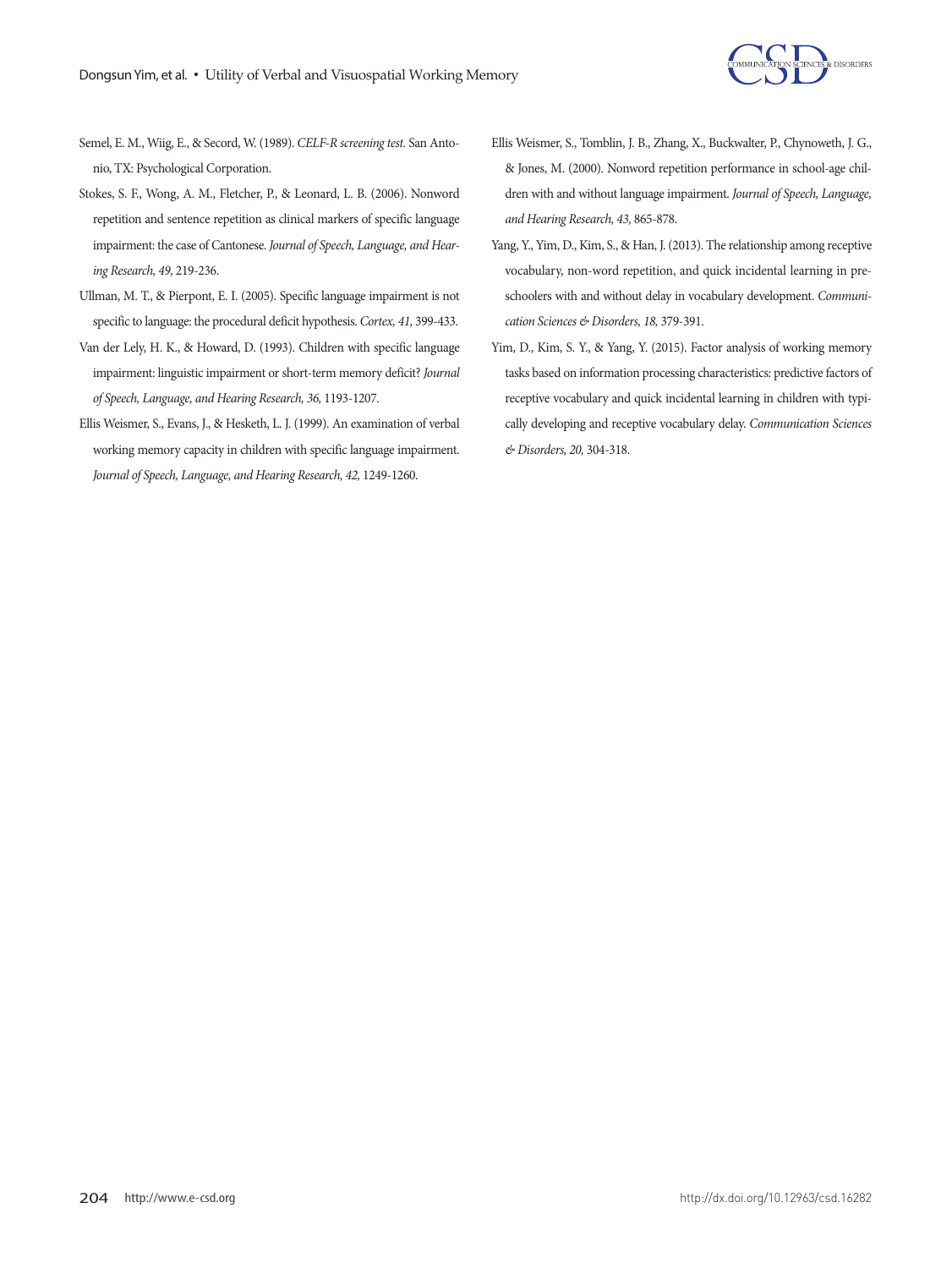Semel, E. M., Wiig, E., & Secord, W. (1989). *CELF-R screening test*. San Antonio, TX: Psychological Corporation.

Stokes, S. F., Wong, A. M., Fletcher, P., & Leonard, L. B. (2006). Nonword repetition and sentence repetition as clinical markers of specific language impairment: the case of Cantonese. *Journal of Speech, Language, and Hearing Research, 49,* 219-236.

Ullman, M. T., & Pierpont, E. I. (2005). Specific language impairment is not specific to language: the procedural deficit hypothesis. *Cortex, 41,* 399-433.

Van der Lely, H. K., & Howard, D. (1993). Children with specific language impairment: linguistic impairment or short-term memory deficit? *Journal of Speech, Language, and Hearing Research, 36,* 1193-1207.

Ellis Weismer, S., Evans, J., & Hesketh, L. J. (1999). An examination of verbal working memory capacity in children with specific language impairment. *Journal of Speech, Language, and Hearing Research, 42,* 1249-1260.

Ellis Weismer, S., Tomblin, J. B., Zhang, X., Buckwalter, P., Chynoweth, J. G., & Jones, M. (2000). Nonword repetition performance in school-age children with and without language impairment. *Journal of Speech, Language, and Hearing Research, 43,* 865-878.

Yang, Y., Yim, D., Kim, S., & Han, J. (2013). The relationship among receptive vocabulary, non-word repetition, and quick incidental learning in preschoolers with and without delay in vocabulary development. *Communication Sciences & Disorders, 18,* 379-391.

Yim, D., Kim, S. Y., & Yang, Y. (2015). Factor analysis of working memory tasks based on information processing characteristics: predictive factors of receptive vocabulary and quick incidental learning in children with typically developing and receptive vocabulary delay. *Communication Sciences & Disorders, 20,* 304-318.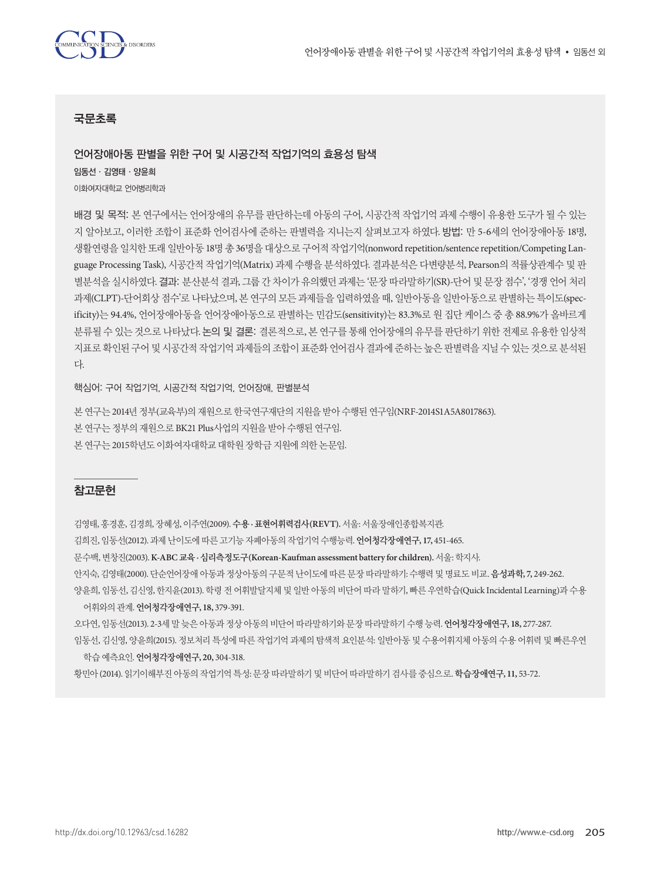## 국문초록

### 언어장애아동 판별을 위한 구어 및 시공간적 작업기억의 효용성 탐색

**임동선 · 김영태 · 양윤희**

이화여자대학교 언어병리학과

**배경 및 목적:** 본 연구에서는 언어장애의 유무를 판단하는데 아동의 구어, 시공간적 작업기억 과제 수행이 유용한 도구가 될 수 있는지 알아보고, 이러한 조합이 표준화 언어검사에 준하는 판별력을 지니는지 살펴보고자 하였다. **방법:** 만 5-6세의 언어장애아동 18명, 생활연령을 일치한 또래 일반아동 18명 총 36명을 대상으로 구어적 작업기억(nonword repetition/sentence repetition/Competing Language Processing Task), 시공간적 작업기억(Matrix) 과제 수행을 분석하였다. 결과분석은 다변량분석, Pearson의 적률상관계수 및 판별분석을 실시하였다. **결과:** 분산분석 결과, 그룹 간 차이가 유의했던 과제는 '문장 따라말하기(SR)-단어 및 문장 점수', '경쟁 언어 처리 과제(CLPT)-단어회상 점수'로 나타났으며, 본 연구의 모든 과제들을 입력하였을 때, 일반아동을 일반아동으로 판별하는 특이도(specificity)는 94.4%, 언어장애아동을 언어장애아동으로 판별하는 민감도(sensitivity)는 83.3%로 원 집단 케이스 중 총 88.9%가 올바르게 분류될 수 있는 것으로 나타났다. **논의 및 결론:** 결론적으로, 본 연구를 통해 언어장애의 유무를 판단하기 위한 전제로 유용한 임상적 지표로 확인된 구어 및 시공간적 작업기억 과제들의 조합이 표준화 언어검사 결과에 준하는 높은 판별력을 지닐 수 있는 것으로 분석된다.

핵심어: 구어 작업기억, 시공간적 작업기억, 언어장애, 판별분석

본 연구는 2014년 정부(교육부)의 재원으로 한국연구재단의 지원을 받아 수행된 연구임(NRF-2014S1A5A8017863).
본 연구는 정부의 재원으로 BK21 Plus사업의 지원을 받아 수행된 연구임.
본 연구는 2015학년도 이화여자대학교 대학원 장학금 지원에 의한 논문임.

## 참고문헌

김영태, 홍경훈, 김경희, 장혜성, 이주연(2009). **수용 · 표현어휘력검사(REVT).** 서울: 서울장애인종합복지관.

김희진, 임동선(2012). 과제 난이도에 따른 고기능 자폐아동의 작업기억 수행능력. **언어청각장애연구, 17,** 451-465.

문수백, 변창진(2003). **K-ABC 교육 · 심리측정도구(Korean-Kaufman assessment battery for children).** 서울: 학지사.

안지숙, 김영태(2000). 단순언어장애 아동과 정상아동의 구문적 난이도에 따른 문장 따라말하기: 수행력 및 명료도 비교. **음성과학, 7,** 249-262.

양윤희, 임동선, 김신영, 한지윤(2013). 학령 전 어휘발달지체 및 일반 아동의 비단어 따라 말하기, 빠른 우연학습(Quick Incidental Learning)과 수용 어휘와의 관계. **언어청각장애연구, 18,** 379-391.

오다연, 임동선(2013). 2-3세 말 늦은 아동과 정상 아동의 비단어 따라말하기와 문장 따라말하기 수행 능력. **언어청각장애연구, 18,** 277-287.

임동선, 김신영, 양윤희(2015). 정보처리 특성에 따른 작업기억 과제의 탐색적 요인분석: 일반아동 및 수용어휘지체 아동의 수용 어휘력 및 빠른우연학습 예측요인. **언어청각장애연구, 20,** 304-318.

황민아 (2014). 읽기이해부진 아동의 작업기억 특성: 문장 따라말하기 및 비단어 따라말하기 검사를 중심으로. **학습장애연구, 11,** 53-72.